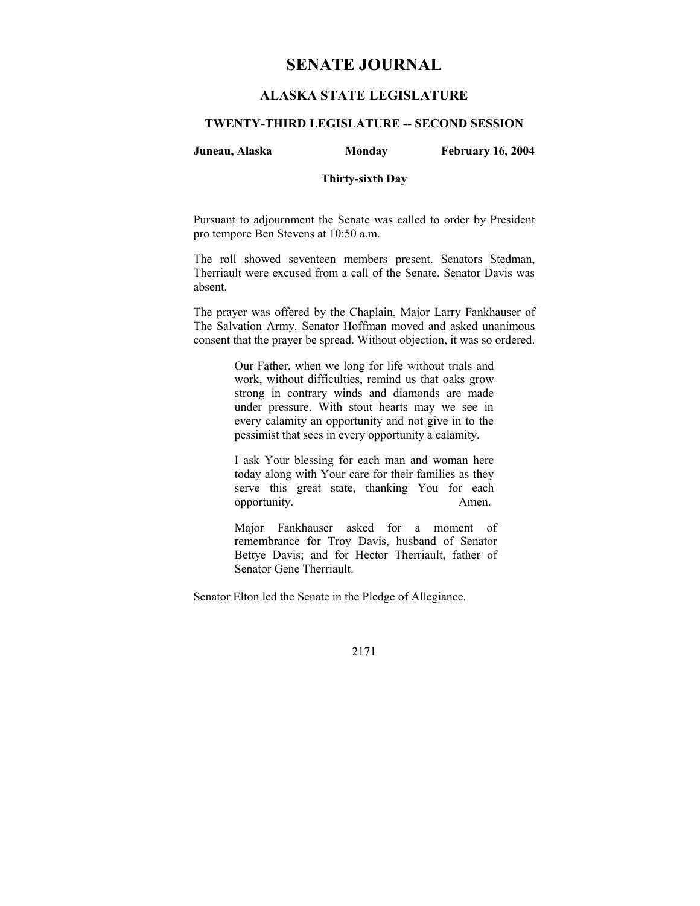# SENATE JOURNAL

## ALASKA STATE LEGISLATURE

### TWENTY-THIRD LEGISLATURE -- SECOND SESSION

**Juneau, Alaska** **Monday** **February 16, 2004**

**Thirty-sixth Day**

Pursuant to adjournment the Senate was called to order by President pro tempore Ben Stevens at 10:50 a.m.

The roll showed seventeen members present. Senators Stedman, Therriault were excused from a call of the Senate. Senator Davis was absent.

The prayer was offered by the Chaplain, Major Larry Fankhauser of The Salvation Army. Senator Hoffman moved and asked unanimous consent that the prayer be spread. Without objection, it was so ordered.

> Our Father, when we long for life without trials and work, without difficulties, remind us that oaks grow strong in contrary winds and diamonds are made under pressure. With stout hearts may we see in every calamity an opportunity and not give in to the pessimist that sees in every opportunity a calamity.
>
> I ask Your blessing for each man and woman here today along with Your care for their families as they serve this great state, thanking You for each opportunity. Amen.
>
> Major Fankhauser asked for a moment of remembrance for Troy Davis, husband of Senator Bettye Davis; and for Hector Therriault, father of Senator Gene Therriault.

Senator Elton led the Senate in the Pledge of Allegiance.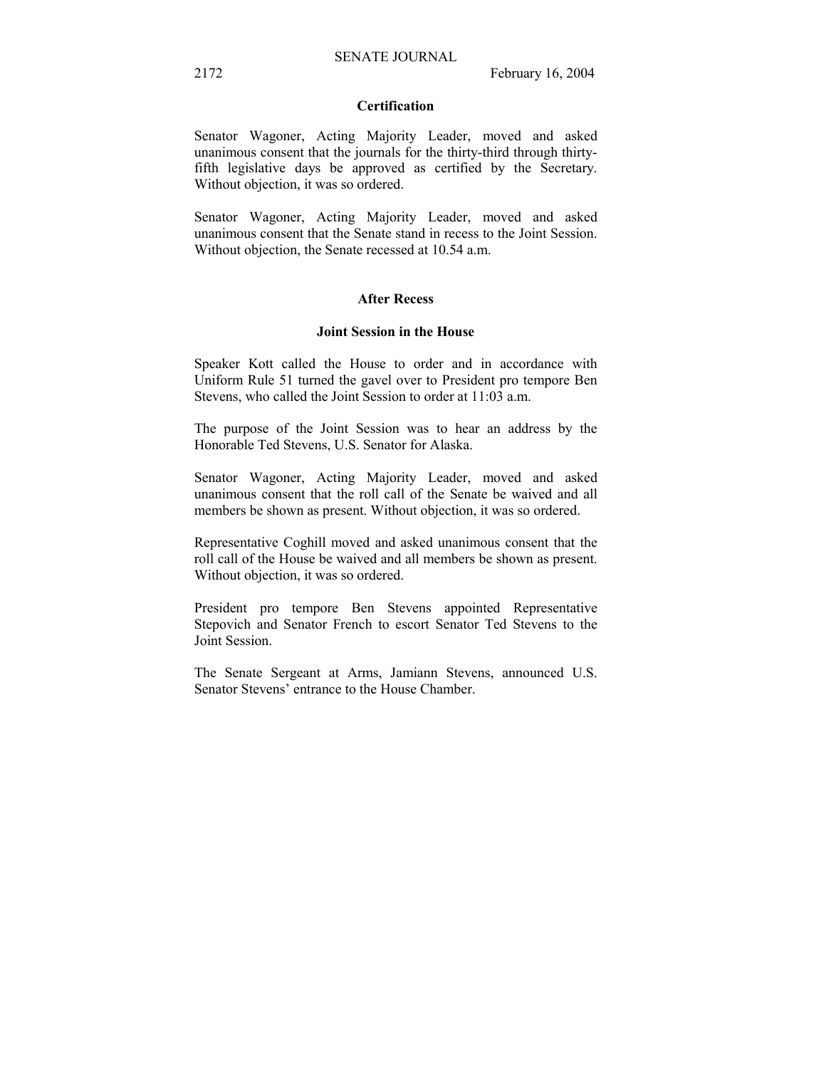## Certification

Senator Wagoner, Acting Majority Leader, moved and asked unanimous consent that the journals for the thirty-third through thirty-fifth legislative days be approved as certified by the Secretary. Without objection, it was so ordered.

Senator Wagoner, Acting Majority Leader, moved and asked unanimous consent that the Senate stand in recess to the Joint Session. Without objection, the Senate recessed at 10.54 a.m.

## After Recess

### Joint Session in the House

Speaker Kott called the House to order and in accordance with Uniform Rule 51 turned the gavel over to President pro tempore Ben Stevens, who called the Joint Session to order at 11:03 a.m.

The purpose of the Joint Session was to hear an address by the Honorable Ted Stevens, U.S. Senator for Alaska.

Senator Wagoner, Acting Majority Leader, moved and asked unanimous consent that the roll call of the Senate be waived and all members be shown as present. Without objection, it was so ordered.

Representative Coghill moved and asked unanimous consent that the roll call of the House be waived and all members be shown as present. Without objection, it was so ordered.

President pro tempore Ben Stevens appointed Representative Stepovich and Senator French to escort Senator Ted Stevens to the Joint Session.

The Senate Sergeant at Arms, Jamiann Stevens, announced U.S. Senator Stevens' entrance to the House Chamber.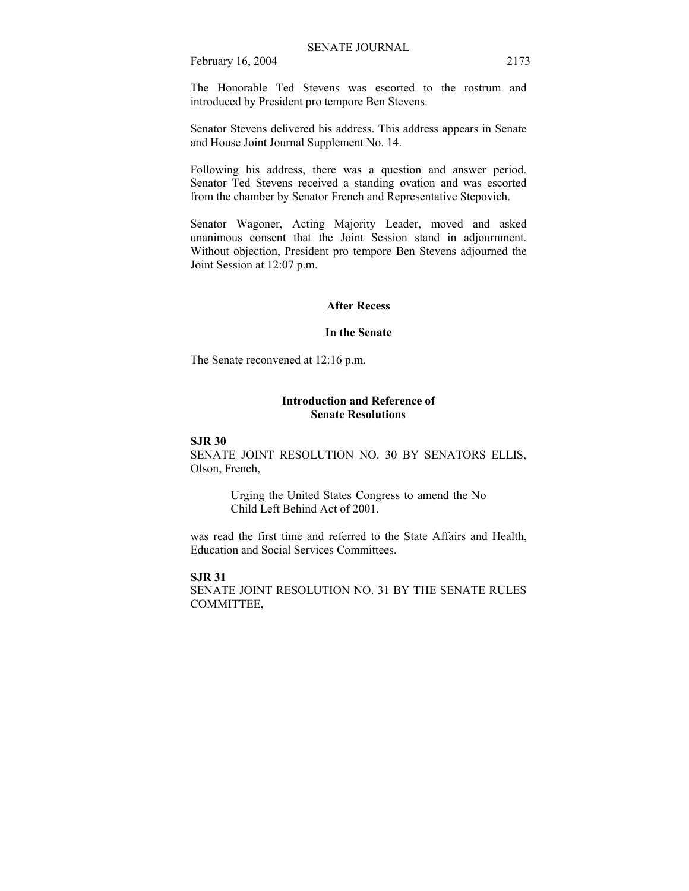The Honorable Ted Stevens was escorted to the rostrum and introduced by President pro tempore Ben Stevens.

Senator Stevens delivered his address. This address appears in Senate and House Joint Journal Supplement No. 14.

Following his address, there was a question and answer period. Senator Ted Stevens received a standing ovation and was escorted from the chamber by Senator French and Representative Stepovich.

Senator Wagoner, Acting Majority Leader, moved and asked unanimous consent that the Joint Session stand in adjournment. Without objection, President pro tempore Ben Stevens adjourned the Joint Session at 12:07 p.m.

**After Recess**

**In the Senate**

The Senate reconvened at 12:16 p.m.

**Introduction and Reference of Senate Resolutions**

**SJR 30**

SENATE JOINT RESOLUTION NO. 30 BY SENATORS ELLIS, Olson, French,

> Urging the United States Congress to amend the No Child Left Behind Act of 2001.

was read the first time and referred to the State Affairs and Health, Education and Social Services Committees.

**SJR 31**

SENATE JOINT RESOLUTION NO. 31 BY THE SENATE RULES COMMITTEE,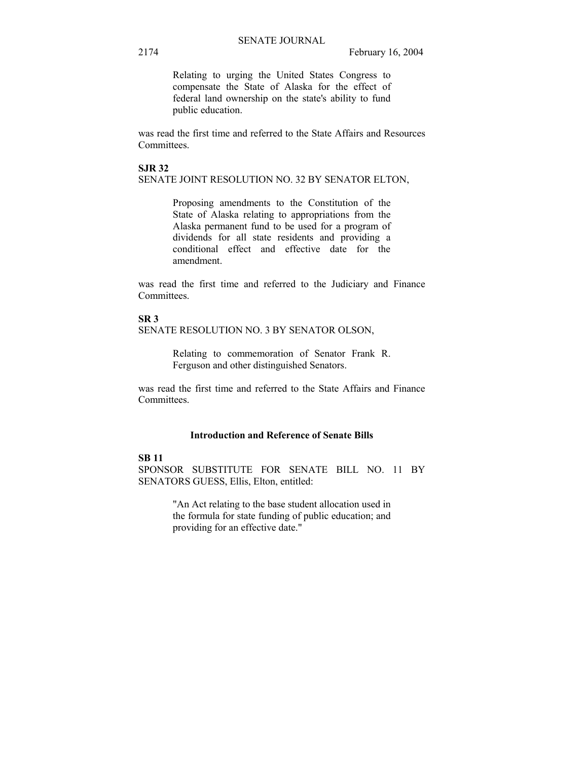Relating to urging the United States Congress to compensate the State of Alaska for the effect of federal land ownership on the state's ability to fund public education.

was read the first time and referred to the State Affairs and Resources Committees.

**SJR 32**

SENATE JOINT RESOLUTION NO. 32 BY SENATOR ELTON,

> Proposing amendments to the Constitution of the State of Alaska relating to appropriations from the Alaska permanent fund to be used for a program of dividends for all state residents and providing a conditional effect and effective date for the amendment.

was read the first time and referred to the Judiciary and Finance Committees.

**SR 3**

SENATE RESOLUTION NO. 3 BY SENATOR OLSON,

> Relating to commemoration of Senator Frank R. Ferguson and other distinguished Senators.

was read the first time and referred to the State Affairs and Finance Committees.

### Introduction and Reference of Senate Bills

**SB 11**

SPONSOR SUBSTITUTE FOR SENATE BILL NO. 11 BY SENATORS GUESS, Ellis, Elton, entitled:

> "An Act relating to the base student allocation used in the formula for state funding of public education; and providing for an effective date."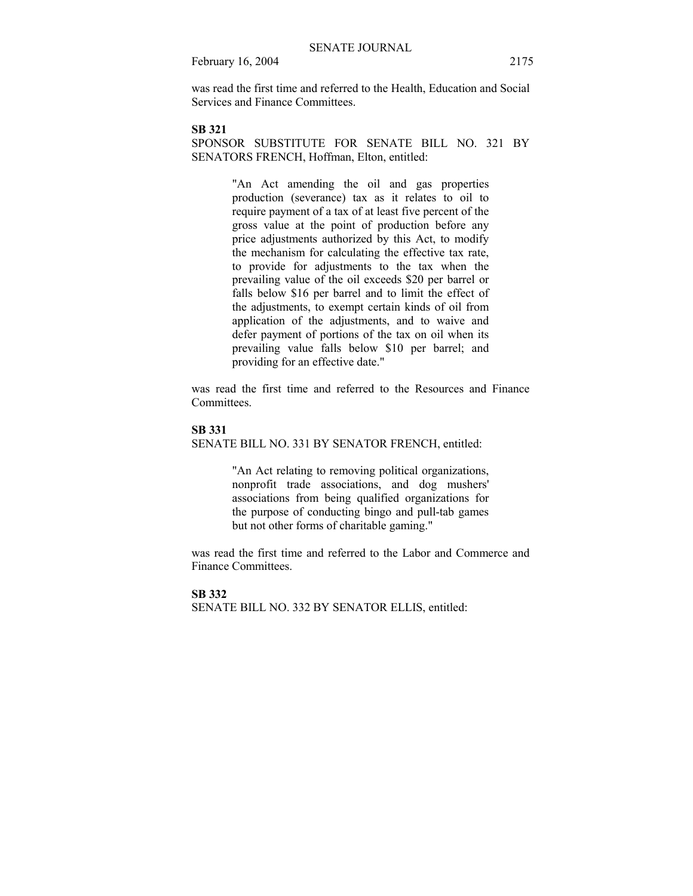was read the first time and referred to the Health, Education and Social Services and Finance Committees.

**SB 321**

SPONSOR SUBSTITUTE FOR SENATE BILL NO. 321 BY SENATORS FRENCH, Hoffman, Elton, entitled:

> "An Act amending the oil and gas properties production (severance) tax as it relates to oil to require payment of a tax of at least five percent of the gross value at the point of production before any price adjustments authorized by this Act, to modify the mechanism for calculating the effective tax rate, to provide for adjustments to the tax when the prevailing value of the oil exceeds $20 per barrel or falls below $16 per barrel and to limit the effect of the adjustments, to exempt certain kinds of oil from application of the adjustments, and to waive and defer payment of portions of the tax on oil when its prevailing value falls below $10 per barrel; and providing for an effective date."

was read the first time and referred to the Resources and Finance Committees.

**SB 331**

SENATE BILL NO. 331 BY SENATOR FRENCH, entitled:

> "An Act relating to removing political organizations, nonprofit trade associations, and dog mushers' associations from being qualified organizations for the purpose of conducting bingo and pull-tab games but not other forms of charitable gaming."

was read the first time and referred to the Labor and Commerce and Finance Committees.

**SB 332**

SENATE BILL NO. 332 BY SENATOR ELLIS, entitled: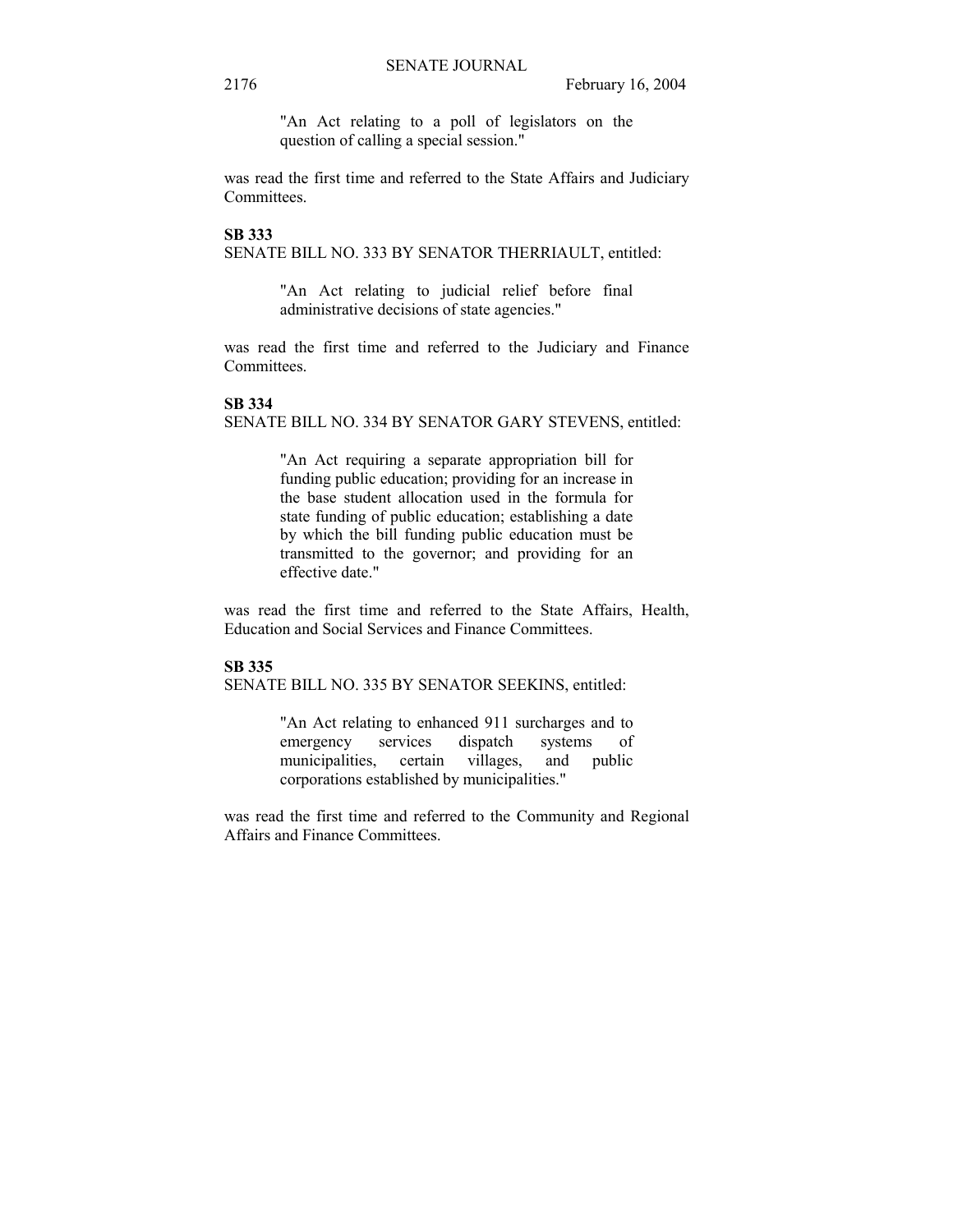"An Act relating to a poll of legislators on the question of calling a special session."

was read the first time and referred to the State Affairs and Judiciary Committees.

**SB 333**

SENATE BILL NO. 333 BY SENATOR THERRIAULT, entitled:

"An Act relating to judicial relief before final administrative decisions of state agencies."

was read the first time and referred to the Judiciary and Finance Committees.

**SB 334**

SENATE BILL NO. 334 BY SENATOR GARY STEVENS, entitled:

"An Act requiring a separate appropriation bill for funding public education; providing for an increase in the base student allocation used in the formula for state funding of public education; establishing a date by which the bill funding public education must be transmitted to the governor; and providing for an effective date."

was read the first time and referred to the State Affairs, Health, Education and Social Services and Finance Committees.

**SB 335**

SENATE BILL NO. 335 BY SENATOR SEEKINS, entitled:

"An Act relating to enhanced 911 surcharges and to emergency services dispatch systems of municipalities, certain villages, and public corporations established by municipalities."

was read the first time and referred to the Community and Regional Affairs and Finance Committees.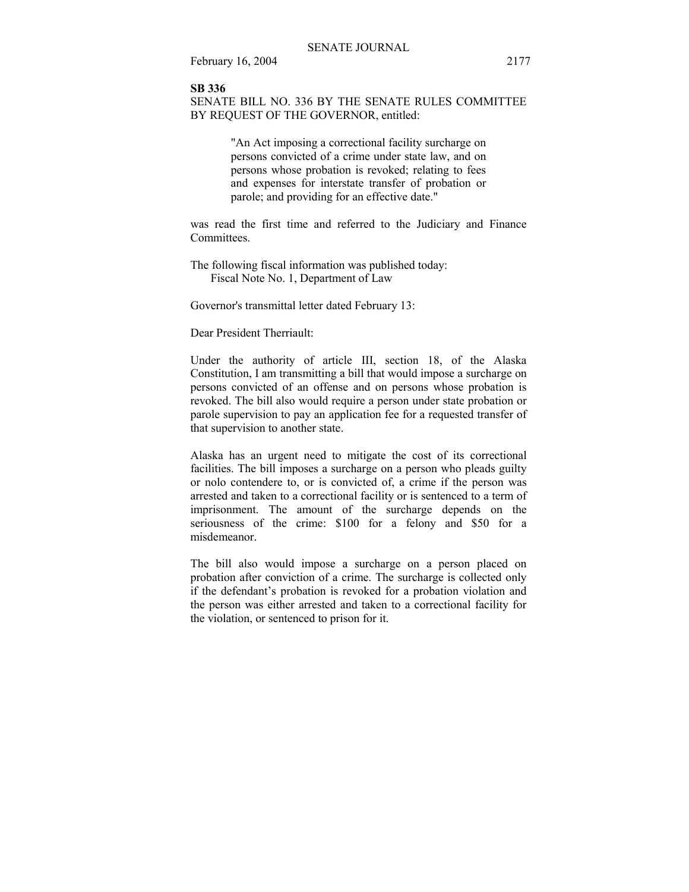**SB 336**

SENATE BILL NO. 336 BY THE SENATE RULES COMMITTEE BY REQUEST OF THE GOVERNOR, entitled:

> "An Act imposing a correctional facility surcharge on persons convicted of a crime under state law, and on persons whose probation is revoked; relating to fees and expenses for interstate transfer of probation or parole; and providing for an effective date."

was read the first time and referred to the Judiciary and Finance Committees.

The following fiscal information was published today:
Fiscal Note No. 1, Department of Law

Governor's transmittal letter dated February 13:

Dear President Therriault:

Under the authority of article III, section 18, of the Alaska Constitution, I am transmitting a bill that would impose a surcharge on persons convicted of an offense and on persons whose probation is revoked. The bill also would require a person under state probation or parole supervision to pay an application fee for a requested transfer of that supervision to another state.

Alaska has an urgent need to mitigate the cost of its correctional facilities. The bill imposes a surcharge on a person who pleads guilty or nolo contendere to, or is convicted of, a crime if the person was arrested and taken to a correctional facility or is sentenced to a term of imprisonment. The amount of the surcharge depends on the seriousness of the crime: $100 for a felony and $50 for a misdemeanor.

The bill also would impose a surcharge on a person placed on probation after conviction of a crime. The surcharge is collected only if the defendant's probation is revoked for a probation violation and the person was either arrested and taken to a correctional facility for the violation, or sentenced to prison for it.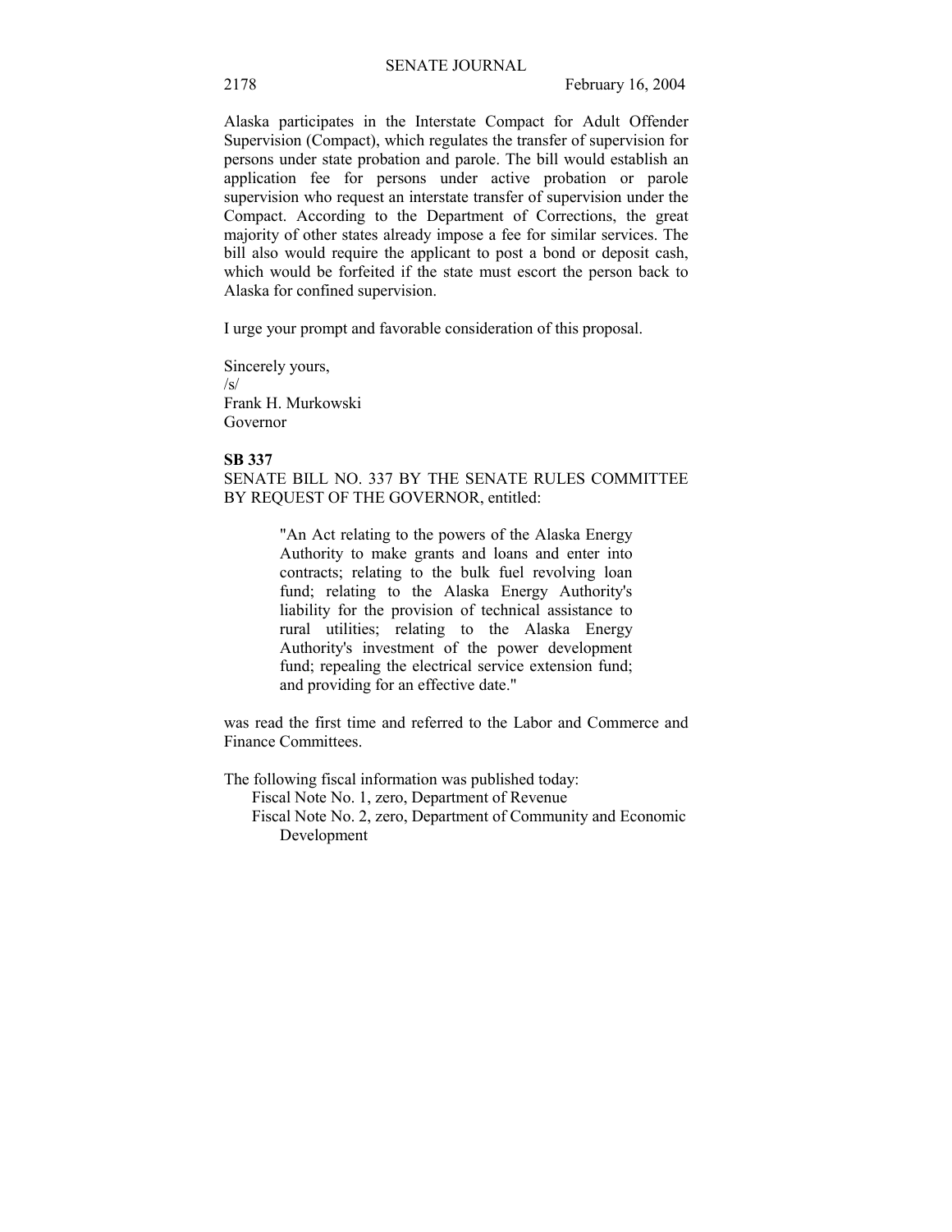Alaska participates in the Interstate Compact for Adult Offender Supervision (Compact), which regulates the transfer of supervision for persons under state probation and parole. The bill would establish an application fee for persons under active probation or parole supervision who request an interstate transfer of supervision under the Compact. According to the Department of Corrections, the great majority of other states already impose a fee for similar services. The bill also would require the applicant to post a bond or deposit cash, which would be forfeited if the state must escort the person back to Alaska for confined supervision.

I urge your prompt and favorable consideration of this proposal.

Sincerely yours,
/s/
Frank H. Murkowski
Governor

**SB 337**

SENATE BILL NO. 337 BY THE SENATE RULES COMMITTEE BY REQUEST OF THE GOVERNOR, entitled:

> "An Act relating to the powers of the Alaska Energy Authority to make grants and loans and enter into contracts; relating to the bulk fuel revolving loan fund; relating to the Alaska Energy Authority's liability for the provision of technical assistance to rural utilities; relating to the Alaska Energy Authority's investment of the power development fund; repealing the electrical service extension fund; and providing for an effective date."

was read the first time and referred to the Labor and Commerce and Finance Committees.

The following fiscal information was published today:

Fiscal Note No. 1, zero, Department of Revenue
Fiscal Note No. 2, zero, Department of Community and Economic Development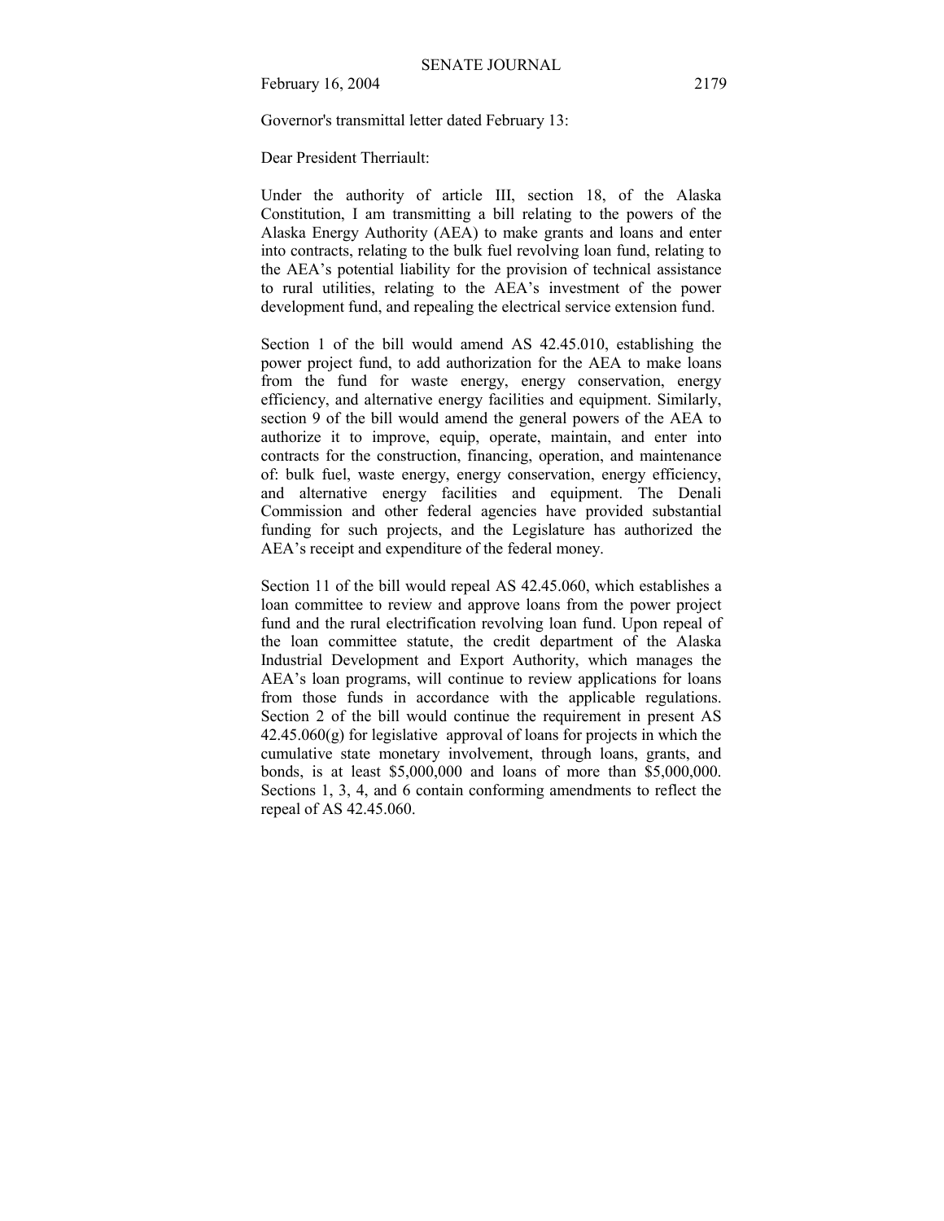Governor's transmittal letter dated February 13:

Dear President Therriault:

Under the authority of article III, section 18, of the Alaska Constitution, I am transmitting a bill relating to the powers of the Alaska Energy Authority (AEA) to make grants and loans and enter into contracts, relating to the bulk fuel revolving loan fund, relating to the AEA's potential liability for the provision of technical assistance to rural utilities, relating to the AEA's investment of the power development fund, and repealing the electrical service extension fund.

Section 1 of the bill would amend AS 42.45.010, establishing the power project fund, to add authorization for the AEA to make loans from the fund for waste energy, energy conservation, energy efficiency, and alternative energy facilities and equipment. Similarly, section 9 of the bill would amend the general powers of the AEA to authorize it to improve, equip, operate, maintain, and enter into contracts for the construction, financing, operation, and maintenance of: bulk fuel, waste energy, energy conservation, energy efficiency, and alternative energy facilities and equipment. The Denali Commission and other federal agencies have provided substantial funding for such projects, and the Legislature has authorized the AEA's receipt and expenditure of the federal money.

Section 11 of the bill would repeal AS 42.45.060, which establishes a loan committee to review and approve loans from the power project fund and the rural electrification revolving loan fund. Upon repeal of the loan committee statute, the credit department of the Alaska Industrial Development and Export Authority, which manages the AEA's loan programs, will continue to review applications for loans from those funds in accordance with the applicable regulations. Section 2 of the bill would continue the requirement in present AS 42.45.060(g) for legislative approval of loans for projects in which the cumulative state monetary involvement, through loans, grants, and bonds, is at least $5,000,000 and loans of more than $5,000,000. Sections 1, 3, 4, and 6 contain conforming amendments to reflect the repeal of AS 42.45.060.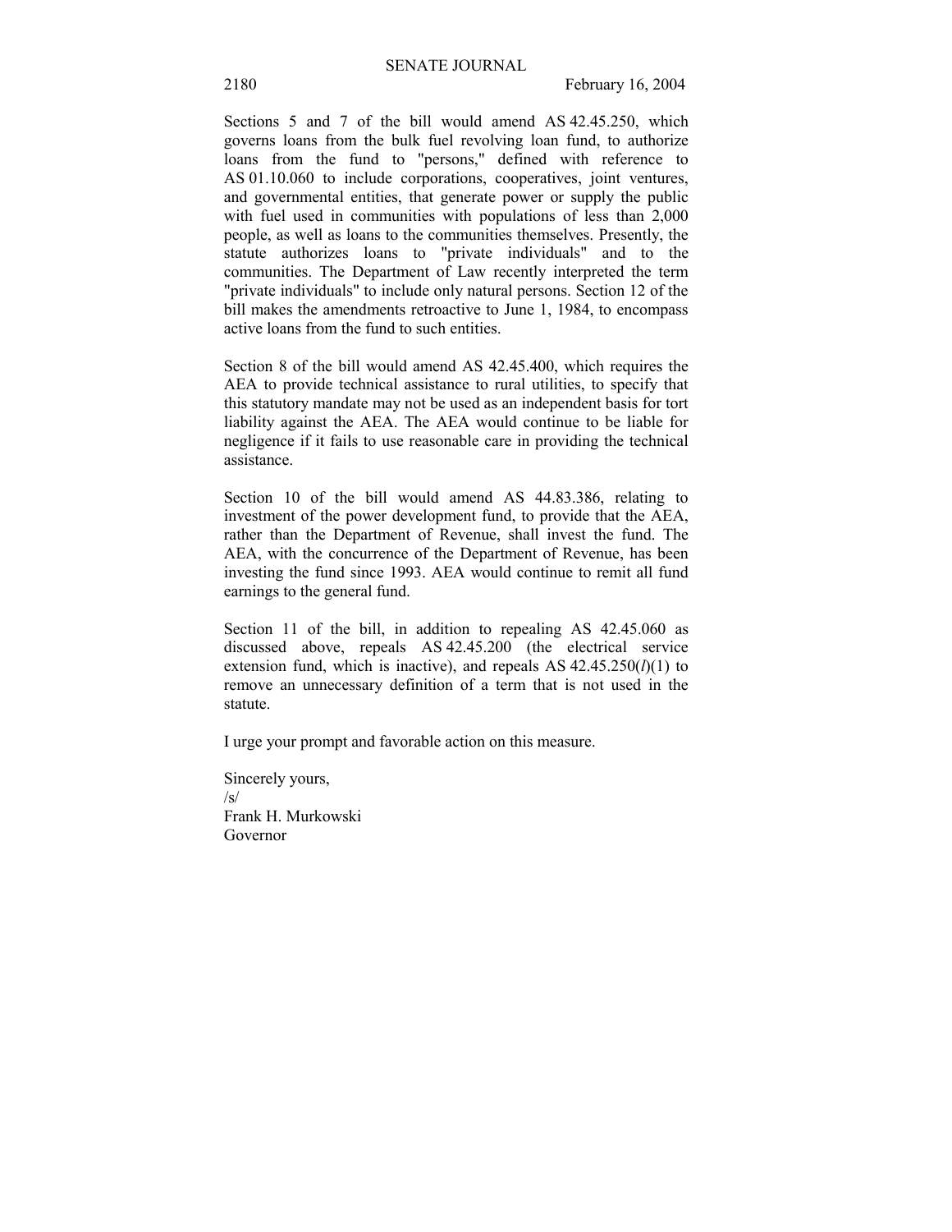Sections 5 and 7 of the bill would amend AS 42.45.250, which governs loans from the bulk fuel revolving loan fund, to authorize loans from the fund to "persons," defined with reference to AS 01.10.060 to include corporations, cooperatives, joint ventures, and governmental entities, that generate power or supply the public with fuel used in communities with populations of less than 2,000 people, as well as loans to the communities themselves. Presently, the statute authorizes loans to "private individuals" and to the communities. The Department of Law recently interpreted the term "private individuals" to include only natural persons. Section 12 of the bill makes the amendments retroactive to June 1, 1984, to encompass active loans from the fund to such entities.

Section 8 of the bill would amend AS 42.45.400, which requires the AEA to provide technical assistance to rural utilities, to specify that this statutory mandate may not be used as an independent basis for tort liability against the AEA. The AEA would continue to be liable for negligence if it fails to use reasonable care in providing the technical assistance.

Section 10 of the bill would amend AS 44.83.386, relating to investment of the power development fund, to provide that the AEA, rather than the Department of Revenue, shall invest the fund. The AEA, with the concurrence of the Department of Revenue, has been investing the fund since 1993. AEA would continue to remit all fund earnings to the general fund.

Section 11 of the bill, in addition to repealing AS 42.45.060 as discussed above, repeals AS 42.45.200 (the electrical service extension fund, which is inactive), and repeals AS 42.45.250(*l*)(1) to remove an unnecessary definition of a term that is not used in the statute.

I urge your prompt and favorable action on this measure.

Sincerely yours,
/s/
Frank H. Murkowski
Governor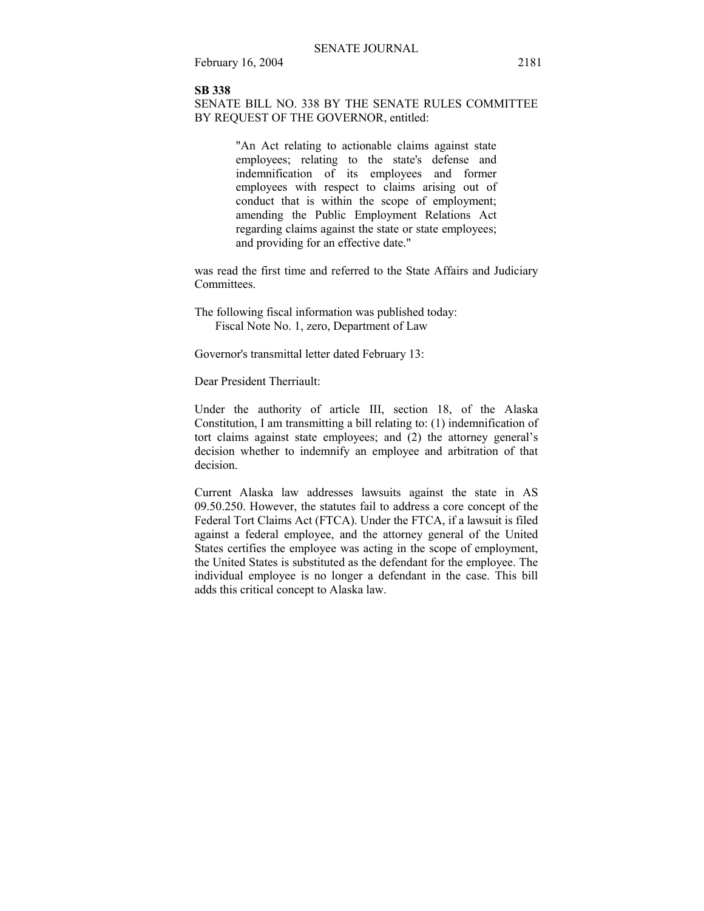**SB 338**

SENATE BILL NO. 338 BY THE SENATE RULES COMMITTEE BY REQUEST OF THE GOVERNOR, entitled:

> "An Act relating to actionable claims against state employees; relating to the state's defense and indemnification of its employees and former employees with respect to claims arising out of conduct that is within the scope of employment; amending the Public Employment Relations Act regarding claims against the state or state employees; and providing for an effective date."

was read the first time and referred to the State Affairs and Judiciary Committees.

The following fiscal information was published today:
Fiscal Note No. 1, zero, Department of Law

Governor's transmittal letter dated February 13:

Dear President Therriault:

Under the authority of article III, section 18, of the Alaska Constitution, I am transmitting a bill relating to: (1) indemnification of tort claims against state employees; and (2) the attorney general's decision whether to indemnify an employee and arbitration of that decision.

Current Alaska law addresses lawsuits against the state in AS 09.50.250. However, the statutes fail to address a core concept of the Federal Tort Claims Act (FTCA). Under the FTCA, if a lawsuit is filed against a federal employee, and the attorney general of the United States certifies the employee was acting in the scope of employment, the United States is substituted as the defendant for the employee. The individual employee is no longer a defendant in the case. This bill adds this critical concept to Alaska law.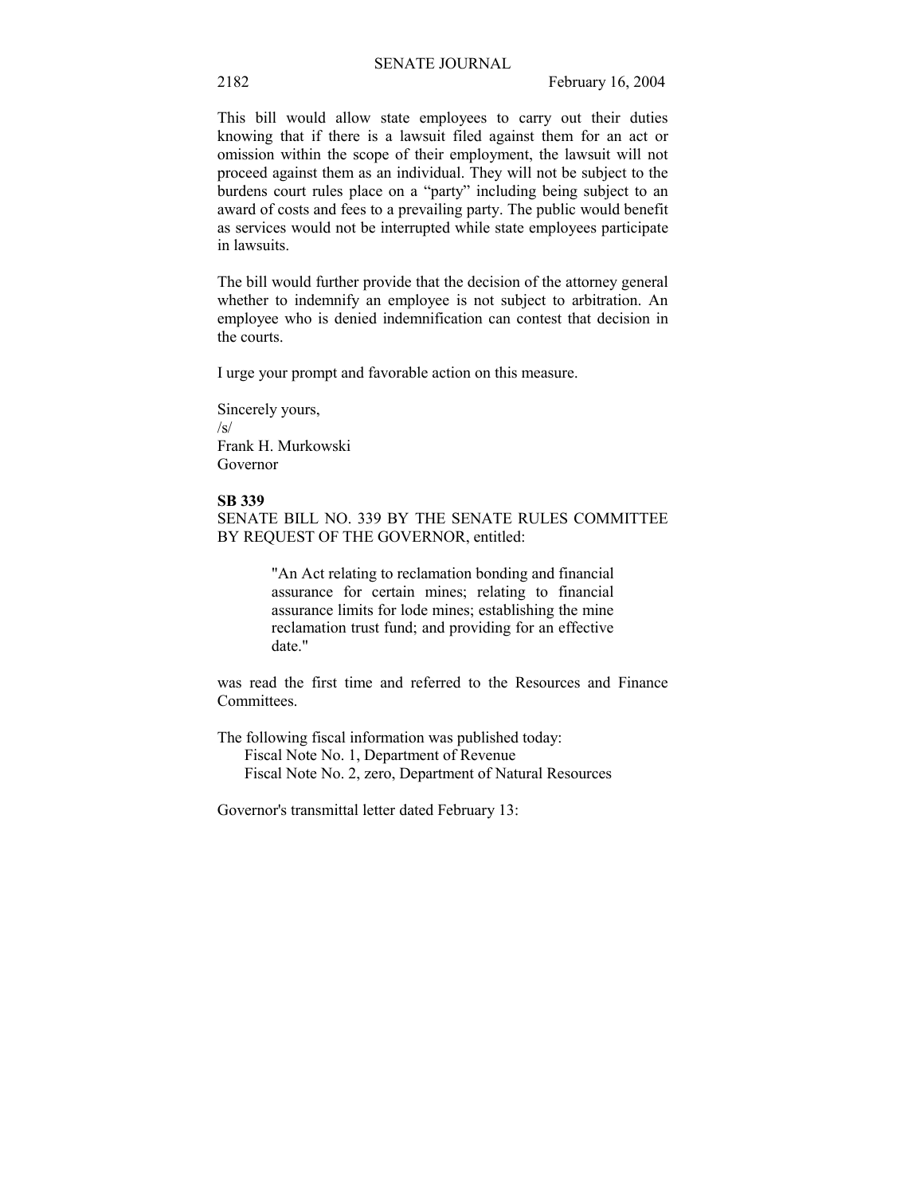This bill would allow state employees to carry out their duties knowing that if there is a lawsuit filed against them for an act or omission within the scope of their employment, the lawsuit will not proceed against them as an individual. They will not be subject to the burdens court rules place on a "party" including being subject to an award of costs and fees to a prevailing party. The public would benefit as services would not be interrupted while state employees participate in lawsuits.

The bill would further provide that the decision of the attorney general whether to indemnify an employee is not subject to arbitration. An employee who is denied indemnification can contest that decision in the courts.

I urge your prompt and favorable action on this measure.

Sincerely yours,
/s/
Frank H. Murkowski
Governor

**SB 339**

SENATE BILL NO. 339 BY THE SENATE RULES COMMITTEE BY REQUEST OF THE GOVERNOR, entitled:

> "An Act relating to reclamation bonding and financial assurance for certain mines; relating to financial assurance limits for lode mines; establishing the mine reclamation trust fund; and providing for an effective date."

was read the first time and referred to the Resources and Finance Committees.

The following fiscal information was published today:
Fiscal Note No. 1, Department of Revenue
Fiscal Note No. 2, zero, Department of Natural Resources

Governor's transmittal letter dated February 13: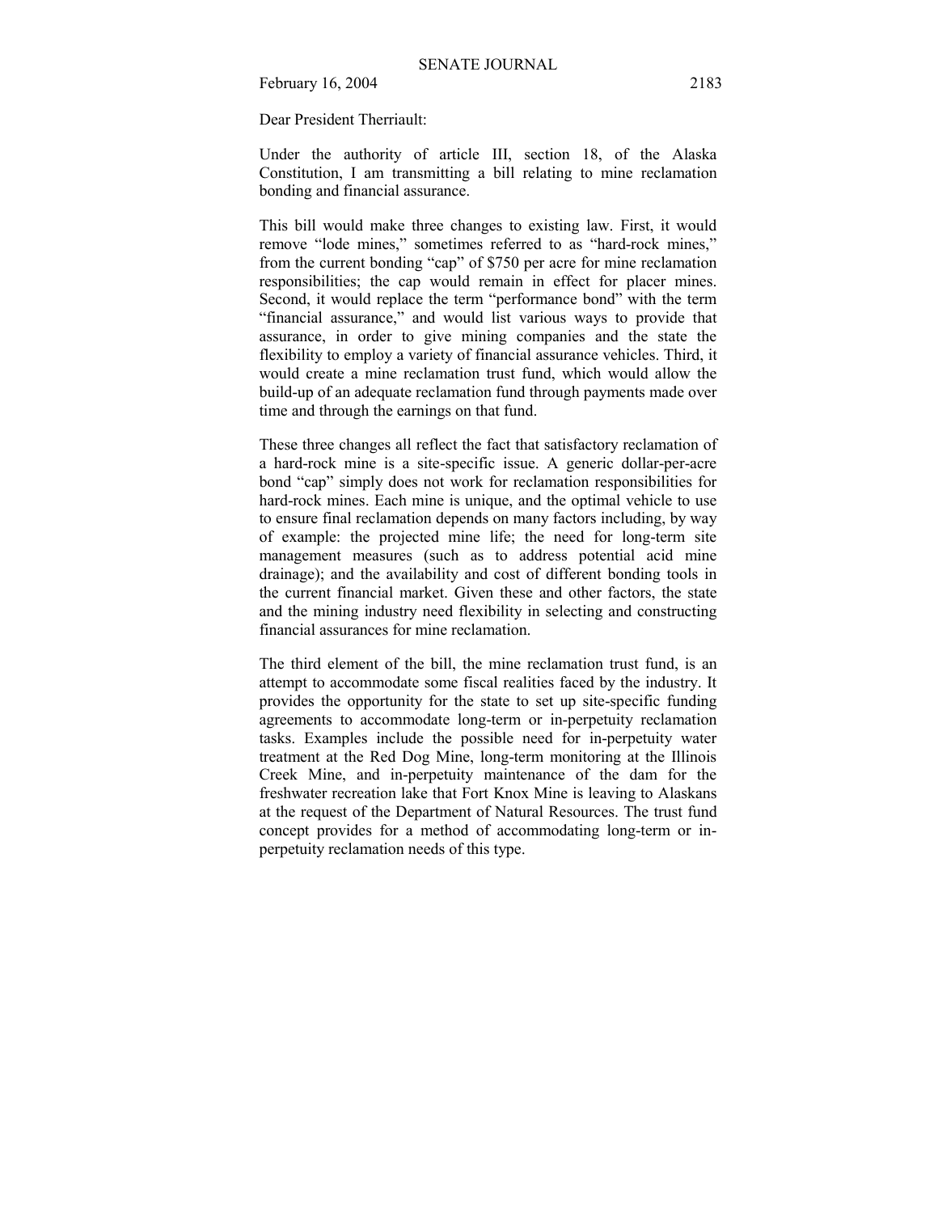Dear President Therriault:

Under the authority of article III, section 18, of the Alaska Constitution, I am transmitting a bill relating to mine reclamation bonding and financial assurance.

This bill would make three changes to existing law. First, it would remove "lode mines," sometimes referred to as "hard-rock mines," from the current bonding "cap" of $750 per acre for mine reclamation responsibilities; the cap would remain in effect for placer mines. Second, it would replace the term "performance bond" with the term "financial assurance," and would list various ways to provide that assurance, in order to give mining companies and the state the flexibility to employ a variety of financial assurance vehicles. Third, it would create a mine reclamation trust fund, which would allow the build-up of an adequate reclamation fund through payments made over time and through the earnings on that fund.

These three changes all reflect the fact that satisfactory reclamation of a hard-rock mine is a site-specific issue. A generic dollar-per-acre bond "cap" simply does not work for reclamation responsibilities for hard-rock mines. Each mine is unique, and the optimal vehicle to use to ensure final reclamation depends on many factors including, by way of example: the projected mine life; the need for long-term site management measures (such as to address potential acid mine drainage); and the availability and cost of different bonding tools in the current financial market. Given these and other factors, the state and the mining industry need flexibility in selecting and constructing financial assurances for mine reclamation.

The third element of the bill, the mine reclamation trust fund, is an attempt to accommodate some fiscal realities faced by the industry. It provides the opportunity for the state to set up site-specific funding agreements to accommodate long-term or in-perpetuity reclamation tasks. Examples include the possible need for in-perpetuity water treatment at the Red Dog Mine, long-term monitoring at the Illinois Creek Mine, and in-perpetuity maintenance of the dam for the freshwater recreation lake that Fort Knox Mine is leaving to Alaskans at the request of the Department of Natural Resources. The trust fund concept provides for a method of accommodating long-term or in-perpetuity reclamation needs of this type.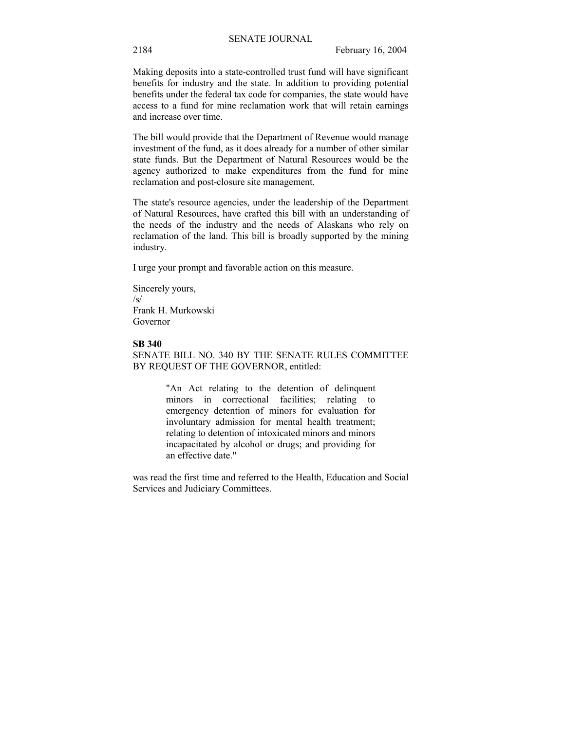Making deposits into a state-controlled trust fund will have significant benefits for industry and the state. In addition to providing potential benefits under the federal tax code for companies, the state would have access to a fund for mine reclamation work that will retain earnings and increase over time.

The bill would provide that the Department of Revenue would manage investment of the fund, as it does already for a number of other similar state funds. But the Department of Natural Resources would be the agency authorized to make expenditures from the fund for mine reclamation and post-closure site management.

The state's resource agencies, under the leadership of the Department of Natural Resources, have crafted this bill with an understanding of the needs of the industry and the needs of Alaskans who rely on reclamation of the land. This bill is broadly supported by the mining industry.

I urge your prompt and favorable action on this measure.

Sincerely yours,
/s/
Frank H. Murkowski
Governor

**SB 340**

SENATE BILL NO. 340 BY THE SENATE RULES COMMITTEE BY REQUEST OF THE GOVERNOR, entitled:

> "An Act relating to the detention of delinquent minors in correctional facilities; relating to emergency detention of minors for evaluation for involuntary admission for mental health treatment; relating to detention of intoxicated minors and minors incapacitated by alcohol or drugs; and providing for an effective date."

was read the first time and referred to the Health, Education and Social Services and Judiciary Committees.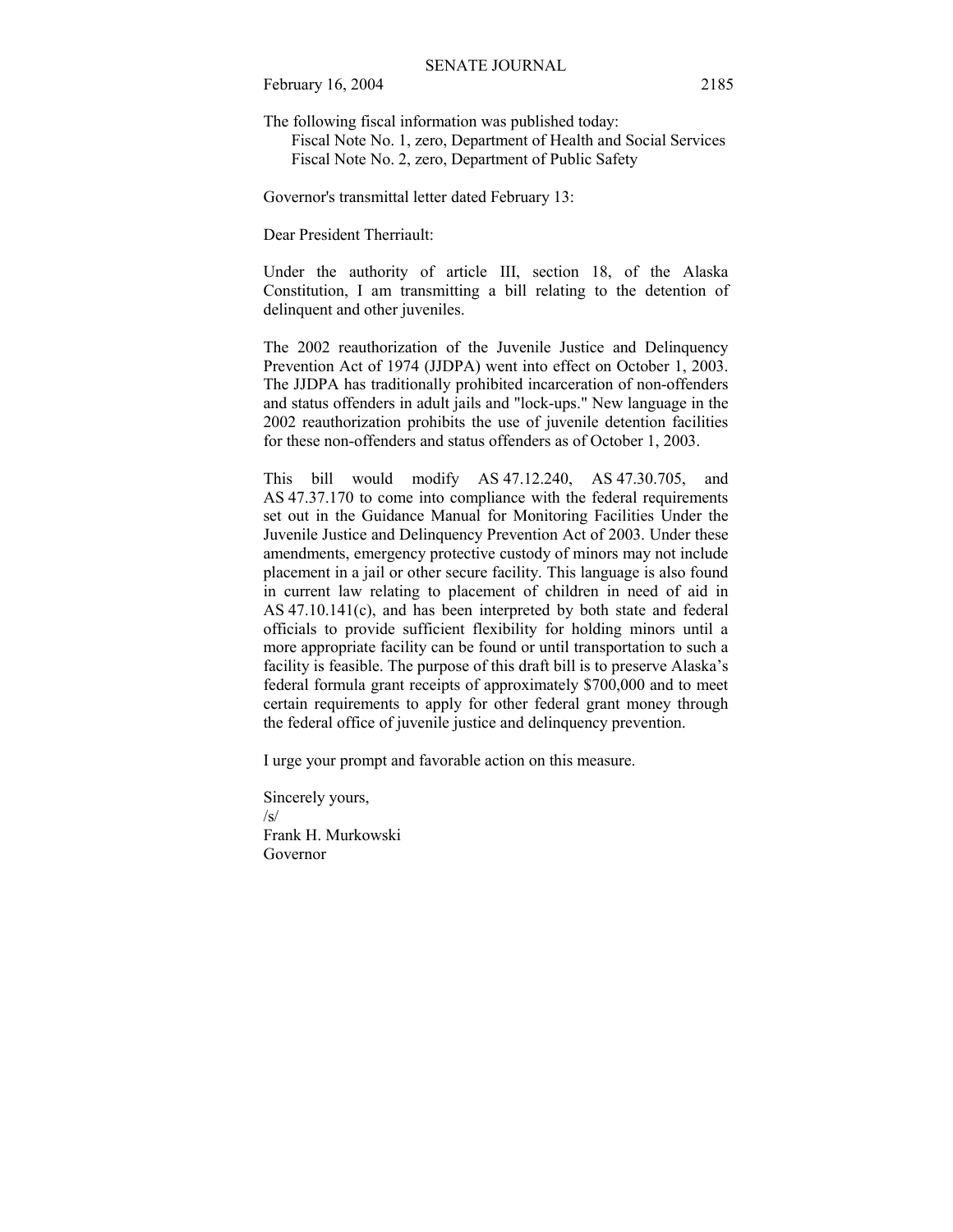The following fiscal information was published today:

Fiscal Note No. 1, zero, Department of Health and Social Services
Fiscal Note No. 2, zero, Department of Public Safety

Governor's transmittal letter dated February 13:

Dear President Therriault:

Under the authority of article III, section 18, of the Alaska Constitution, I am transmitting a bill relating to the detention of delinquent and other juveniles.

The 2002 reauthorization of the Juvenile Justice and Delinquency Prevention Act of 1974 (JJDPA) went into effect on October 1, 2003. The JJDPA has traditionally prohibited incarceration of non-offenders and status offenders in adult jails and "lock-ups." New language in the 2002 reauthorization prohibits the use of juvenile detention facilities for these non-offenders and status offenders as of October 1, 2003.

This bill would modify AS 47.12.240, AS 47.30.705, and AS 47.37.170 to come into compliance with the federal requirements set out in the Guidance Manual for Monitoring Facilities Under the Juvenile Justice and Delinquency Prevention Act of 2003. Under these amendments, emergency protective custody of minors may not include placement in a jail or other secure facility. This language is also found in current law relating to placement of children in need of aid in AS 47.10.141(c), and has been interpreted by both state and federal officials to provide sufficient flexibility for holding minors until a more appropriate facility can be found or until transportation to such a facility is feasible. The purpose of this draft bill is to preserve Alaska's federal formula grant receipts of approximately $700,000 and to meet certain requirements to apply for other federal grant money through the federal office of juvenile justice and delinquency prevention.

I urge your prompt and favorable action on this measure.

Sincerely yours,
/s/
Frank H. Murkowski
Governor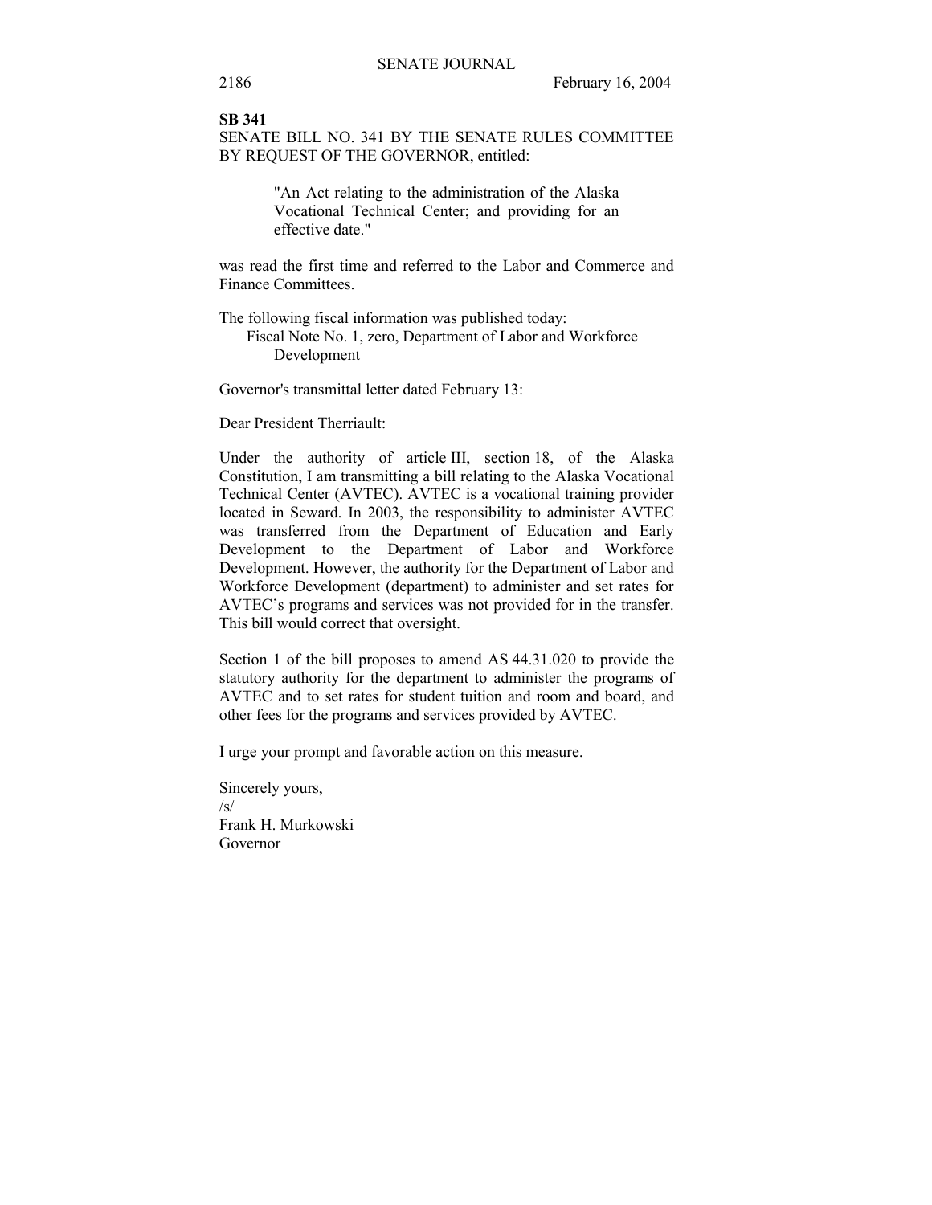**SB 341**

SENATE BILL NO. 341 BY THE SENATE RULES COMMITTEE BY REQUEST OF THE GOVERNOR, entitled:

> "An Act relating to the administration of the Alaska Vocational Technical Center; and providing for an effective date."

was read the first time and referred to the Labor and Commerce and Finance Committees.

The following fiscal information was published today:
Fiscal Note No. 1, zero, Department of Labor and Workforce Development

Governor's transmittal letter dated February 13:

Dear President Therriault:

Under the authority of article III, section 18, of the Alaska Constitution, I am transmitting a bill relating to the Alaska Vocational Technical Center (AVTEC). AVTEC is a vocational training provider located in Seward. In 2003, the responsibility to administer AVTEC was transferred from the Department of Education and Early Development to the Department of Labor and Workforce Development. However, the authority for the Department of Labor and Workforce Development (department) to administer and set rates for AVTEC's programs and services was not provided for in the transfer. This bill would correct that oversight.

Section 1 of the bill proposes to amend AS 44.31.020 to provide the statutory authority for the department to administer the programs of AVTEC and to set rates for student tuition and room and board, and other fees for the programs and services provided by AVTEC.

I urge your prompt and favorable action on this measure.

Sincerely yours,
/s/
Frank H. Murkowski
Governor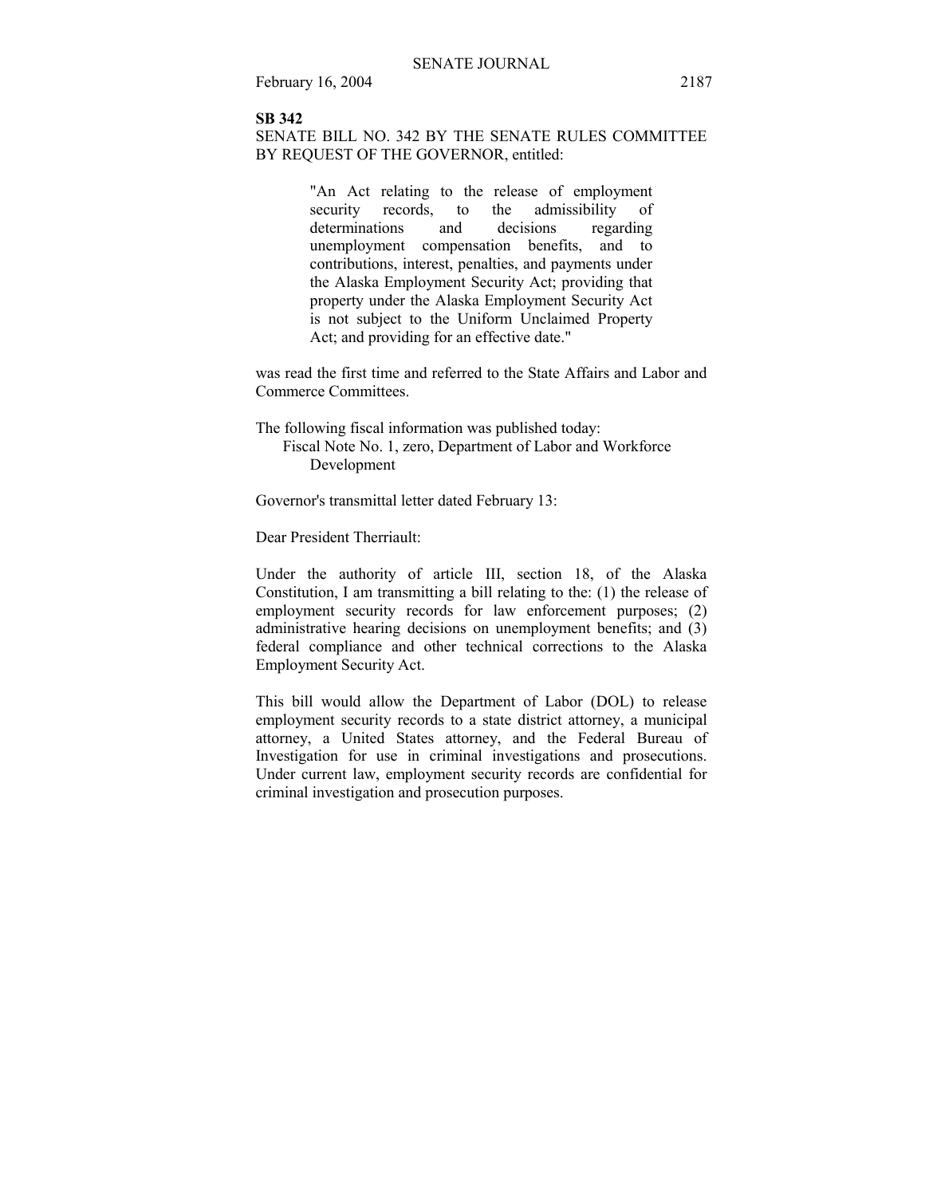**SB 342**

SENATE BILL NO. 342 BY THE SENATE RULES COMMITTEE BY REQUEST OF THE GOVERNOR, entitled:

> "An Act relating to the release of employment security records, to the admissibility of determinations and decisions regarding unemployment compensation benefits, and to contributions, interest, penalties, and payments under the Alaska Employment Security Act; providing that property under the Alaska Employment Security Act is not subject to the Uniform Unclaimed Property Act; and providing for an effective date."

was read the first time and referred to the State Affairs and Labor and Commerce Committees.

The following fiscal information was published today:

Fiscal Note No. 1, zero, Department of Labor and Workforce Development

Governor's transmittal letter dated February 13:

Dear President Therriault:

Under the authority of article III, section 18, of the Alaska Constitution, I am transmitting a bill relating to the: (1) the release of employment security records for law enforcement purposes; (2) administrative hearing decisions on unemployment benefits; and (3) federal compliance and other technical corrections to the Alaska Employment Security Act.

This bill would allow the Department of Labor (DOL) to release employment security records to a state district attorney, a municipal attorney, a United States attorney, and the Federal Bureau of Investigation for use in criminal investigations and prosecutions. Under current law, employment security records are confidential for criminal investigation and prosecution purposes.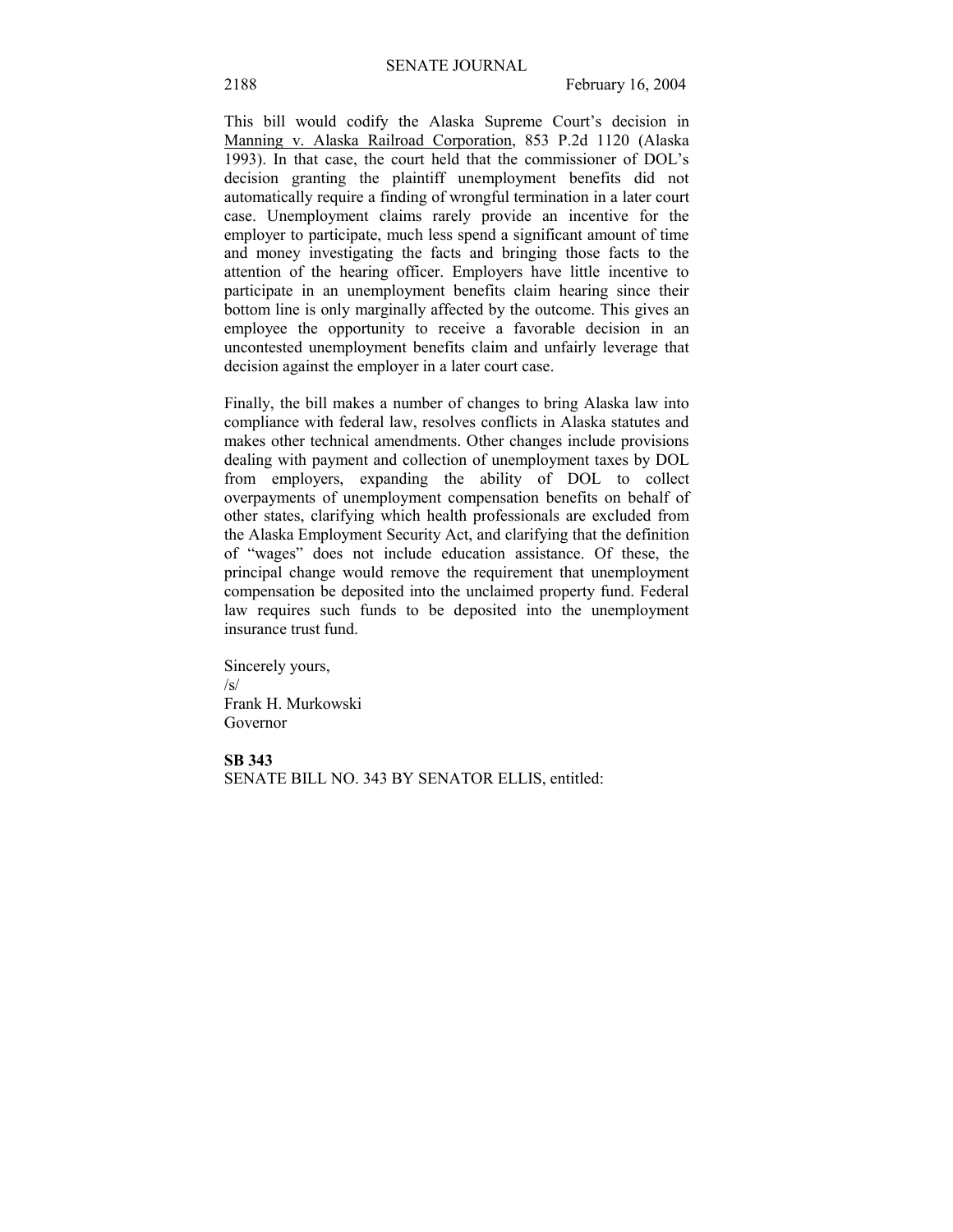This bill would codify the Alaska Supreme Court's decision in Manning v. Alaska Railroad Corporation, 853 P.2d 1120 (Alaska 1993). In that case, the court held that the commissioner of DOL's decision granting the plaintiff unemployment benefits did not automatically require a finding of wrongful termination in a later court case. Unemployment claims rarely provide an incentive for the employer to participate, much less spend a significant amount of time and money investigating the facts and bringing those facts to the attention of the hearing officer. Employers have little incentive to participate in an unemployment benefits claim hearing since their bottom line is only marginally affected by the outcome. This gives an employee the opportunity to receive a favorable decision in an uncontested unemployment benefits claim and unfairly leverage that decision against the employer in a later court case.

Finally, the bill makes a number of changes to bring Alaska law into compliance with federal law, resolves conflicts in Alaska statutes and makes other technical amendments. Other changes include provisions dealing with payment and collection of unemployment taxes by DOL from employers, expanding the ability of DOL to collect overpayments of unemployment compensation benefits on behalf of other states, clarifying which health professionals are excluded from the Alaska Employment Security Act, and clarifying that the definition of "wages" does not include education assistance. Of these, the principal change would remove the requirement that unemployment compensation be deposited into the unclaimed property fund. Federal law requires such funds to be deposited into the unemployment insurance trust fund.

Sincerely yours,
/s/
Frank H. Murkowski
Governor

**SB 343**
SENATE BILL NO. 343 BY SENATOR ELLIS, entitled: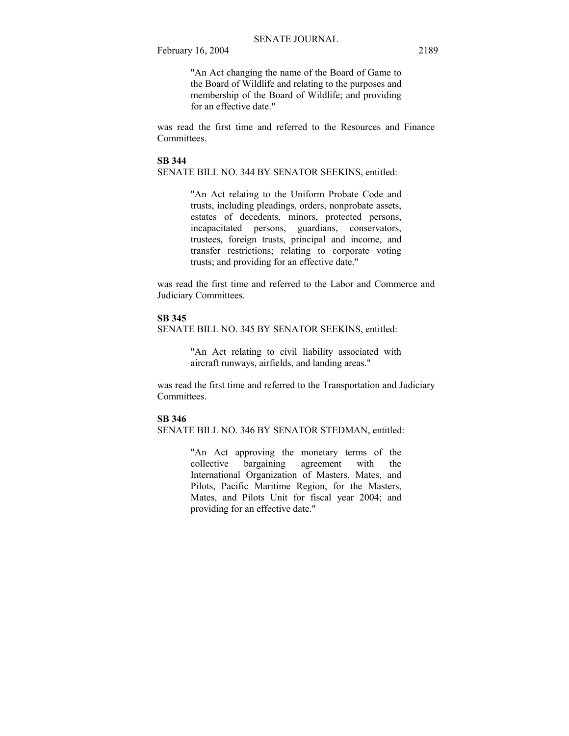"An Act changing the name of the Board of Game to the Board of Wildlife and relating to the purposes and membership of the Board of Wildlife; and providing for an effective date."

was read the first time and referred to the Resources and Finance Committees.

**SB 344**

SENATE BILL NO. 344 BY SENATOR SEEKINS, entitled:

> "An Act relating to the Uniform Probate Code and trusts, including pleadings, orders, nonprobate assets, estates of decedents, minors, protected persons, incapacitated persons, guardians, conservators, trustees, foreign trusts, principal and income, and transfer restrictions; relating to corporate voting trusts; and providing for an effective date."

was read the first time and referred to the Labor and Commerce and Judiciary Committees.

**SB 345**

SENATE BILL NO. 345 BY SENATOR SEEKINS, entitled:

> "An Act relating to civil liability associated with aircraft runways, airfields, and landing areas."

was read the first time and referred to the Transportation and Judiciary Committees.

**SB 346**

SENATE BILL NO. 346 BY SENATOR STEDMAN, entitled:

> "An Act approving the monetary terms of the collective bargaining agreement with the International Organization of Masters, Mates, and Pilots, Pacific Maritime Region, for the Masters, Mates, and Pilots Unit for fiscal year 2004; and providing for an effective date."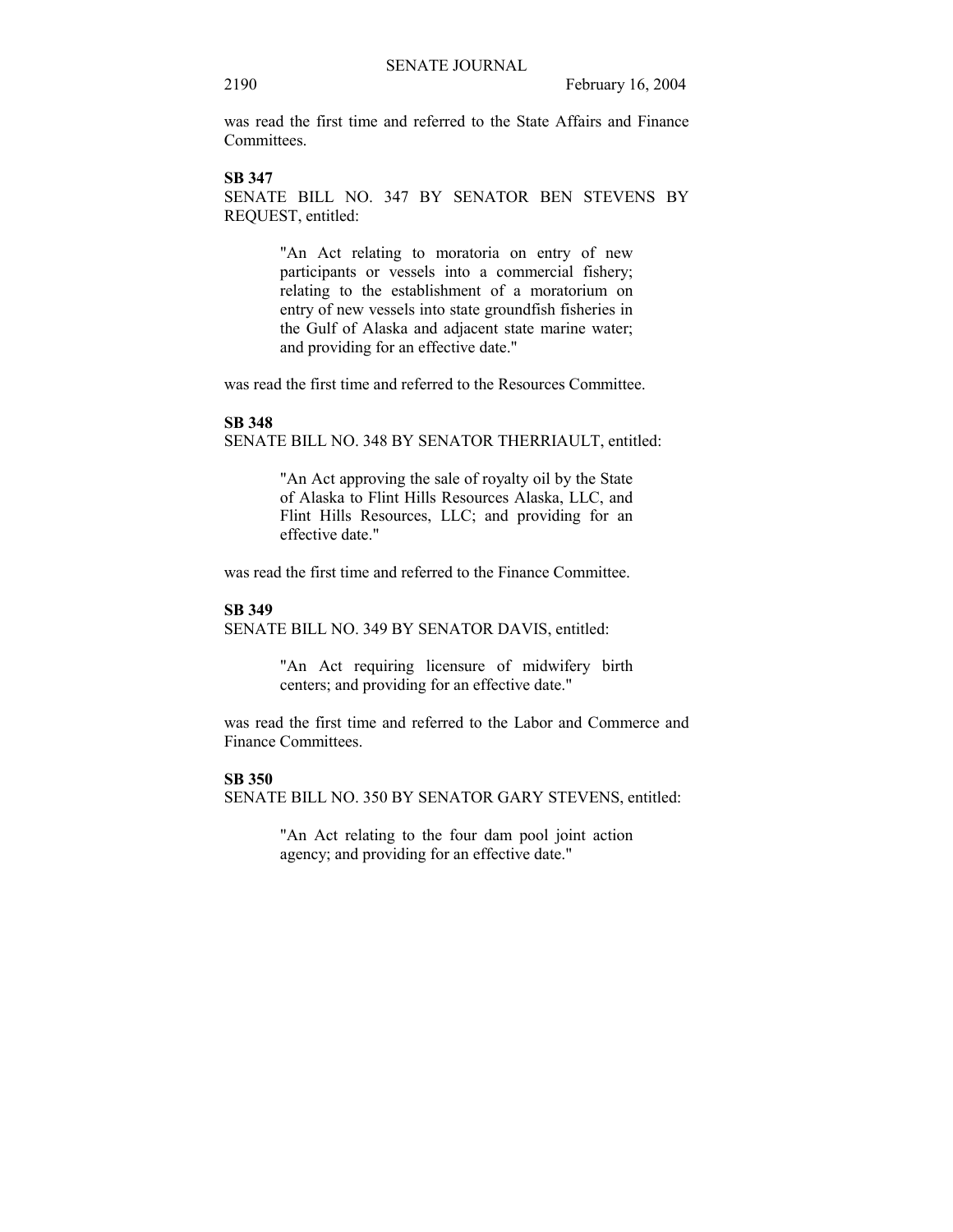was read the first time and referred to the State Affairs and Finance Committees.

**SB 347**

SENATE BILL NO. 347 BY SENATOR BEN STEVENS BY REQUEST, entitled:

> "An Act relating to moratoria on entry of new participants or vessels into a commercial fishery; relating to the establishment of a moratorium on entry of new vessels into state groundfish fisheries in the Gulf of Alaska and adjacent state marine water; and providing for an effective date."

was read the first time and referred to the Resources Committee.

**SB 348**

SENATE BILL NO. 348 BY SENATOR THERRIAULT, entitled:

> "An Act approving the sale of royalty oil by the State of Alaska to Flint Hills Resources Alaska, LLC, and Flint Hills Resources, LLC; and providing for an effective date."

was read the first time and referred to the Finance Committee.

**SB 349**

SENATE BILL NO. 349 BY SENATOR DAVIS, entitled:

> "An Act requiring licensure of midwifery birth centers; and providing for an effective date."

was read the first time and referred to the Labor and Commerce and Finance Committees.

**SB 350**

SENATE BILL NO. 350 BY SENATOR GARY STEVENS, entitled:

> "An Act relating to the four dam pool joint action agency; and providing for an effective date."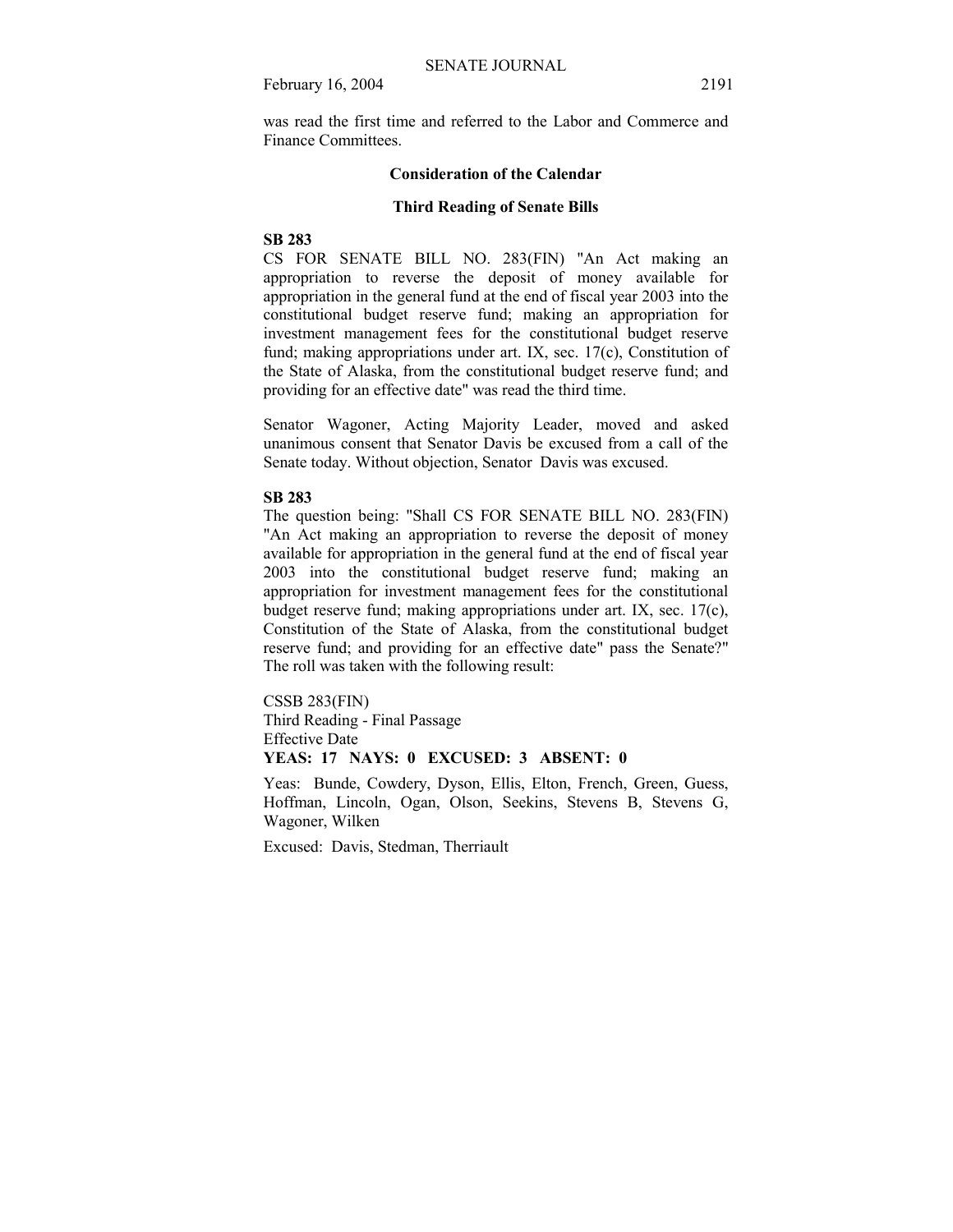was read the first time and referred to the Labor and Commerce and Finance Committees.

**Consideration of the Calendar**

**Third Reading of Senate Bills**

**SB 283**

CS FOR SENATE BILL NO. 283(FIN) "An Act making an appropriation to reverse the deposit of money available for appropriation in the general fund at the end of fiscal year 2003 into the constitutional budget reserve fund; making an appropriation for investment management fees for the constitutional budget reserve fund; making appropriations under art. IX, sec. 17(c), Constitution of the State of Alaska, from the constitutional budget reserve fund; and providing for an effective date" was read the third time.

Senator Wagoner, Acting Majority Leader, moved and asked unanimous consent that Senator Davis be excused from a call of the Senate today. Without objection, Senator Davis was excused.

**SB 283**

The question being: "Shall CS FOR SENATE BILL NO. 283(FIN) "An Act making an appropriation to reverse the deposit of money available for appropriation in the general fund at the end of fiscal year 2003 into the constitutional budget reserve fund; making an appropriation for investment management fees for the constitutional budget reserve fund; making appropriations under art. IX, sec. 17(c), Constitution of the State of Alaska, from the constitutional budget reserve fund; and providing for an effective date" pass the Senate?" The roll was taken with the following result:

CSSB 283(FIN)
Third Reading - Final Passage
Effective Date
**YEAS: 17 NAYS: 0 EXCUSED: 3 ABSENT: 0**

Yeas: Bunde, Cowdery, Dyson, Ellis, Elton, French, Green, Guess, Hoffman, Lincoln, Ogan, Olson, Seekins, Stevens B, Stevens G, Wagoner, Wilken

Excused: Davis, Stedman, Therriault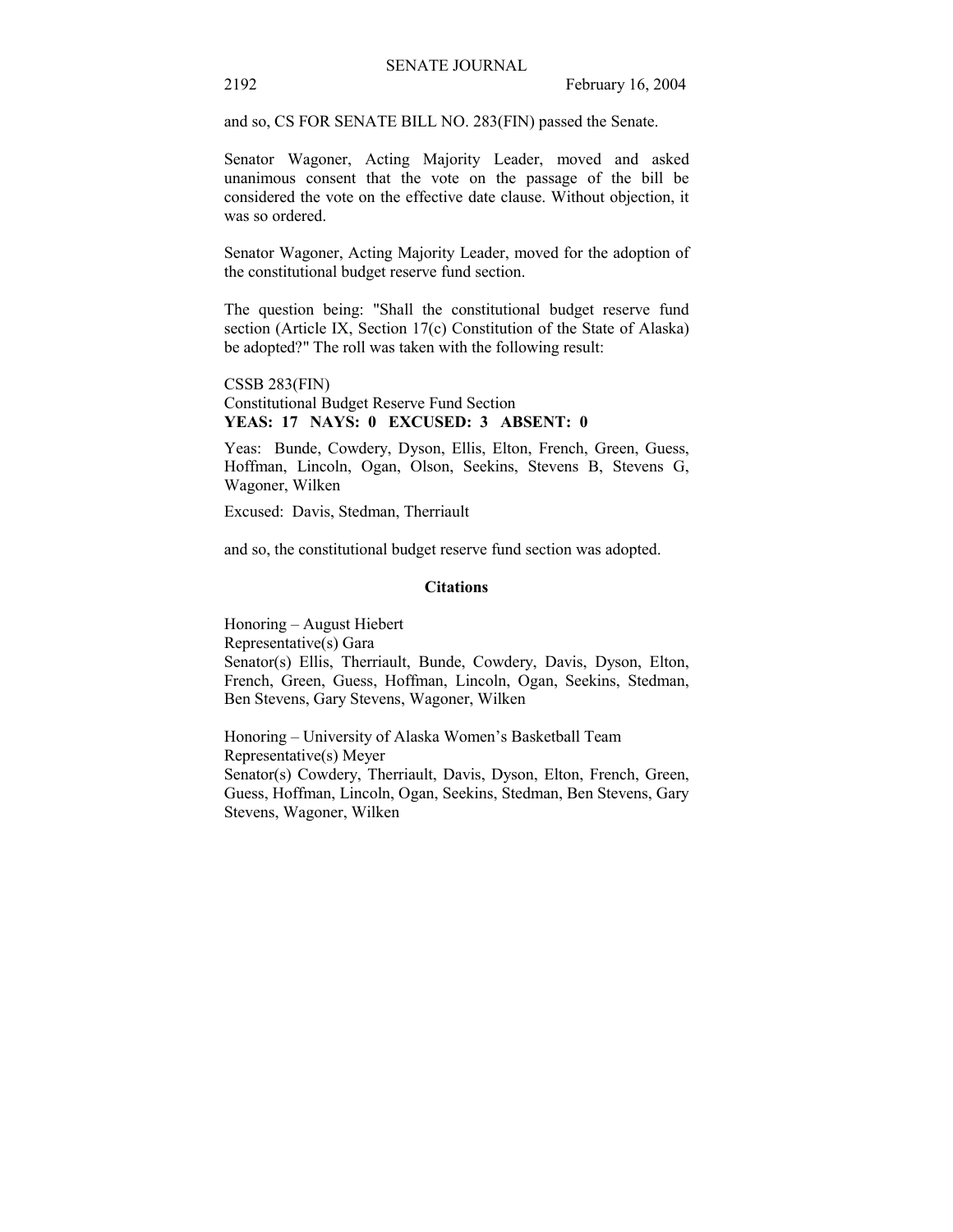and so, CS FOR SENATE BILL NO. 283(FIN) passed the Senate.

Senator Wagoner, Acting Majority Leader, moved and asked unanimous consent that the vote on the passage of the bill be considered the vote on the effective date clause. Without objection, it was so ordered.

Senator Wagoner, Acting Majority Leader, moved for the adoption of the constitutional budget reserve fund section.

The question being: "Shall the constitutional budget reserve fund section (Article IX, Section 17(c) Constitution of the State of Alaska) be adopted?" The roll was taken with the following result:

CSSB 283(FIN)
Constitutional Budget Reserve Fund Section
**YEAS: 17 NAYS: 0 EXCUSED: 3 ABSENT: 0**

Yeas: Bunde, Cowdery, Dyson, Ellis, Elton, French, Green, Guess, Hoffman, Lincoln, Ogan, Olson, Seekins, Stevens B, Stevens G, Wagoner, Wilken

Excused: Davis, Stedman, Therriault

and so, the constitutional budget reserve fund section was adopted.

## Citations

Honoring – August Hiebert
Representative(s) Gara
Senator(s) Ellis, Therriault, Bunde, Cowdery, Davis, Dyson, Elton, French, Green, Guess, Hoffman, Lincoln, Ogan, Seekins, Stedman, Ben Stevens, Gary Stevens, Wagoner, Wilken

Honoring – University of Alaska Women's Basketball Team
Representative(s) Meyer
Senator(s) Cowdery, Therriault, Davis, Dyson, Elton, French, Green, Guess, Hoffman, Lincoln, Ogan, Seekins, Stedman, Ben Stevens, Gary Stevens, Wagoner, Wilken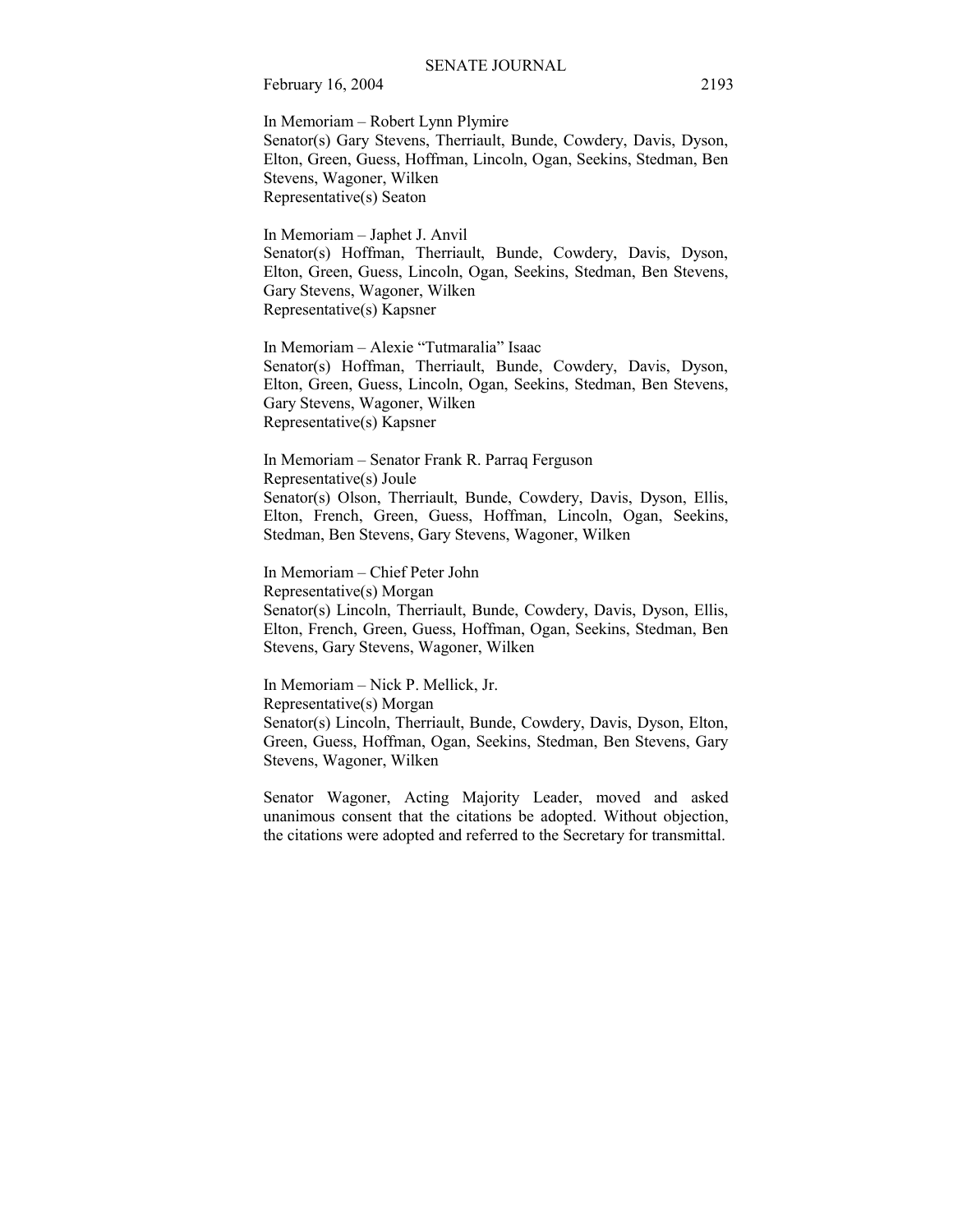In Memoriam – Robert Lynn Plymire
Senator(s) Gary Stevens, Therriault, Bunde, Cowdery, Davis, Dyson, Elton, Green, Guess, Hoffman, Lincoln, Ogan, Seekins, Stedman, Ben Stevens, Wagoner, Wilken
Representative(s) Seaton

In Memoriam – Japhet J. Anvil
Senator(s) Hoffman, Therriault, Bunde, Cowdery, Davis, Dyson, Elton, Green, Guess, Lincoln, Ogan, Seekins, Stedman, Ben Stevens, Gary Stevens, Wagoner, Wilken
Representative(s) Kapsner

In Memoriam – Alexie "Tutmaralia" Isaac
Senator(s) Hoffman, Therriault, Bunde, Cowdery, Davis, Dyson, Elton, Green, Guess, Lincoln, Ogan, Seekins, Stedman, Ben Stevens, Gary Stevens, Wagoner, Wilken
Representative(s) Kapsner

In Memoriam – Senator Frank R. Parraq Ferguson
Representative(s) Joule
Senator(s) Olson, Therriault, Bunde, Cowdery, Davis, Dyson, Ellis, Elton, French, Green, Guess, Hoffman, Lincoln, Ogan, Seekins, Stedman, Ben Stevens, Gary Stevens, Wagoner, Wilken

In Memoriam – Chief Peter John
Representative(s) Morgan
Senator(s) Lincoln, Therriault, Bunde, Cowdery, Davis, Dyson, Ellis, Elton, French, Green, Guess, Hoffman, Ogan, Seekins, Stedman, Ben Stevens, Gary Stevens, Wagoner, Wilken

In Memoriam – Nick P. Mellick, Jr.
Representative(s) Morgan
Senator(s) Lincoln, Therriault, Bunde, Cowdery, Davis, Dyson, Elton, Green, Guess, Hoffman, Ogan, Seekins, Stedman, Ben Stevens, Gary Stevens, Wagoner, Wilken

Senator Wagoner, Acting Majority Leader, moved and asked unanimous consent that the citations be adopted. Without objection, the citations were adopted and referred to the Secretary for transmittal.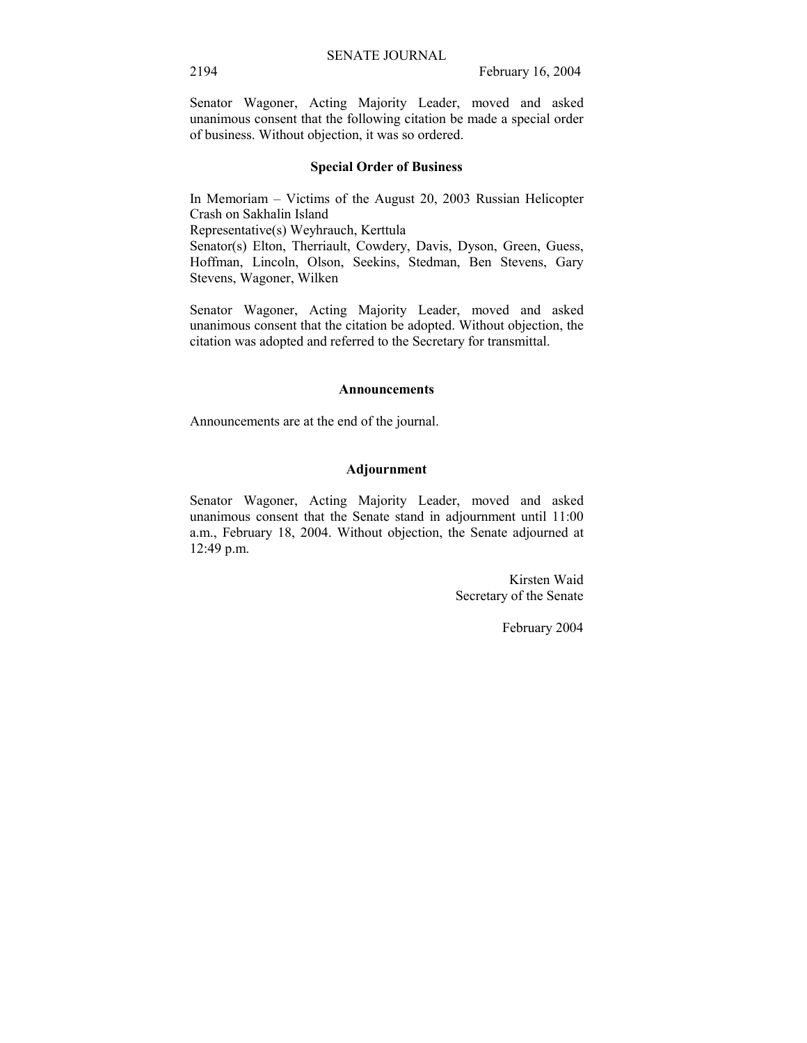Senator Wagoner, Acting Majority Leader, moved and asked unanimous consent that the following citation be made a special order of business. Without objection, it was so ordered.

## Special Order of Business

In Memoriam – Victims of the August 20, 2003 Russian Helicopter Crash on Sakhalin Island
Representative(s) Weyhrauch, Kerttula
Senator(s) Elton, Therriault, Cowdery, Davis, Dyson, Green, Guess, Hoffman, Lincoln, Olson, Seekins, Stedman, Ben Stevens, Gary Stevens, Wagoner, Wilken

Senator Wagoner, Acting Majority Leader, moved and asked unanimous consent that the citation be adopted. Without objection, the citation was adopted and referred to the Secretary for transmittal.

## Announcements

Announcements are at the end of the journal.

## Adjournment

Senator Wagoner, Acting Majority Leader, moved and asked unanimous consent that the Senate stand in adjournment until 11:00 a.m., February 18, 2004. Without objection, the Senate adjourned at 12:49 p.m.

Kirsten Waid
Secretary of the Senate

February 2004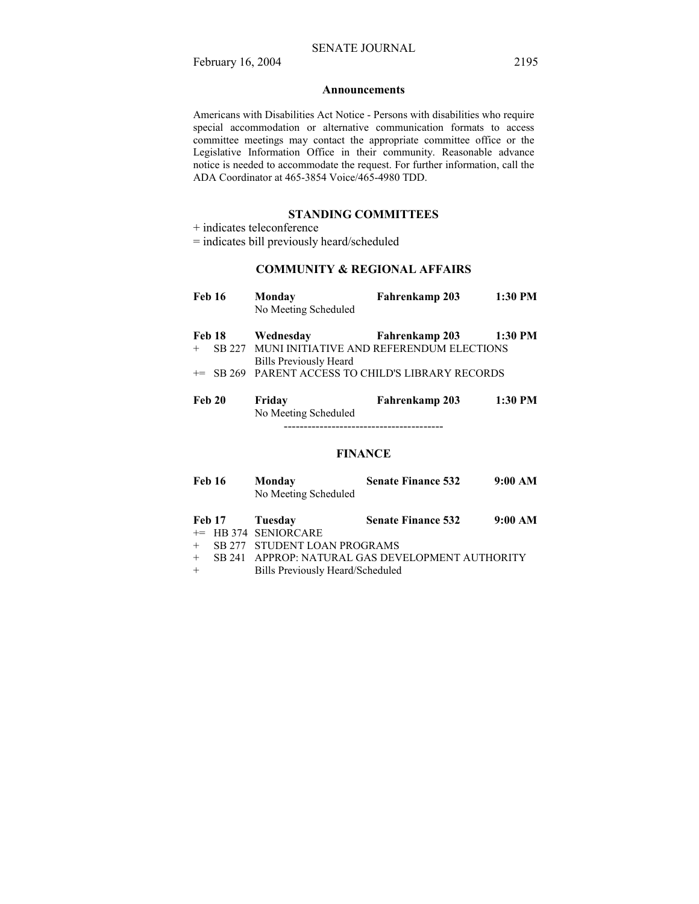## Announcements

Americans with Disabilities Act Notice - Persons with disabilities who require special accommodation or alternative communication formats to access committee meetings may contact the appropriate committee office or the Legislative Information Office in their community. Reasonable advance notice is needed to accommodate the request. For further information, call the ADA Coordinator at 465-3854 Voice/465-4980 TDD.

### STANDING COMMITTEES

+ indicates teleconference

= indicates bill previously heard/scheduled

### COMMUNITY & REGIONAL AFFAIRS

**Feb 16** **Monday** **Fahrenkamp 203** **1:30 PM**

No Meeting Scheduled

**Feb 18** **Wednesday** **Fahrenkamp 203** **1:30 PM**

+ SB 227 MUNI INITIATIVE AND REFERENDUM ELECTIONS

Bills Previously Heard

+= SB 269 PARENT ACCESS TO CHILD'S LIBRARY RECORDS

**Feb 20** **Friday** **Fahrenkamp 203** **1:30 PM**

No Meeting Scheduled

----------------------------------------

### FINANCE

**Feb 16** **Monday** **Senate Finance 532** **9:00 AM**

No Meeting Scheduled

**Feb 17** **Tuesday** **Senate Finance 532** **9:00 AM**

+= HB 374 SENIORCARE

+ SB 277 STUDENT LOAN PROGRAMS

+ SB 241 APPROP: NATURAL GAS DEVELOPMENT AUTHORITY

+ Bills Previously Heard/Scheduled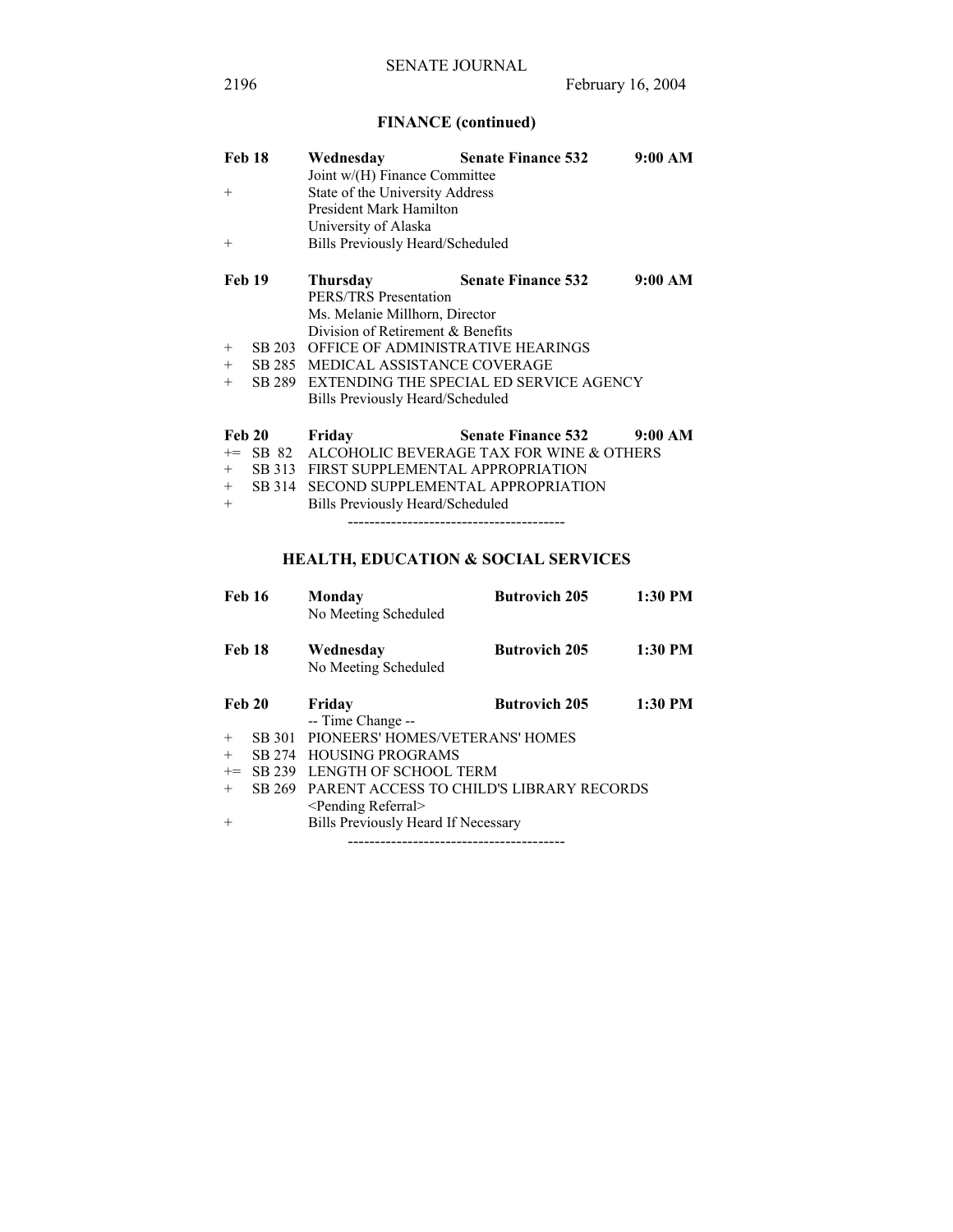## FINANCE (continued)

**Feb 18** **Wednesday** **Senate Finance 532** **9:00 AM**
Joint w/(H) Finance Committee
+ State of the University Address
President Mark Hamilton
University of Alaska
+ Bills Previously Heard/Scheduled

**Feb 19** **Thursday** **Senate Finance 532** **9:00 AM**
PERS/TRS Presentation
Ms. Melanie Millhorn, Director
Division of Retirement & Benefits
+ SB 203 OFFICE OF ADMINISTRATIVE HEARINGS
+ SB 285 MEDICAL ASSISTANCE COVERAGE
+ SB 289 EXTENDING THE SPECIAL ED SERVICE AGENCY
Bills Previously Heard/Scheduled

**Feb 20** **Friday** **Senate Finance 532** **9:00 AM**
+= SB 82 ALCOHOLIC BEVERAGE TAX FOR WINE & OTHERS
+ SB 313 FIRST SUPPLEMENTAL APPROPRIATION
+ SB 314 SECOND SUPPLEMENTAL APPROPRIATION
+ Bills Previously Heard/Scheduled

----------------------------------------

## HEALTH, EDUCATION & SOCIAL SERVICES

**Feb 16** **Monday** **Butrovich 205** **1:30 PM**
No Meeting Scheduled

**Feb 18** **Wednesday** **Butrovich 205** **1:30 PM**
No Meeting Scheduled

**Feb 20** **Friday** **Butrovich 205** **1:30 PM**
-- Time Change --
+ SB 301 PIONEERS' HOMES/VETERANS' HOMES
+ SB 274 HOUSING PROGRAMS
+= SB 239 LENGTH OF SCHOOL TERM
+ SB 269 PARENT ACCESS TO CHILD'S LIBRARY RECORDS
<Pending Referral>
+ Bills Previously Heard If Necessary

----------------------------------------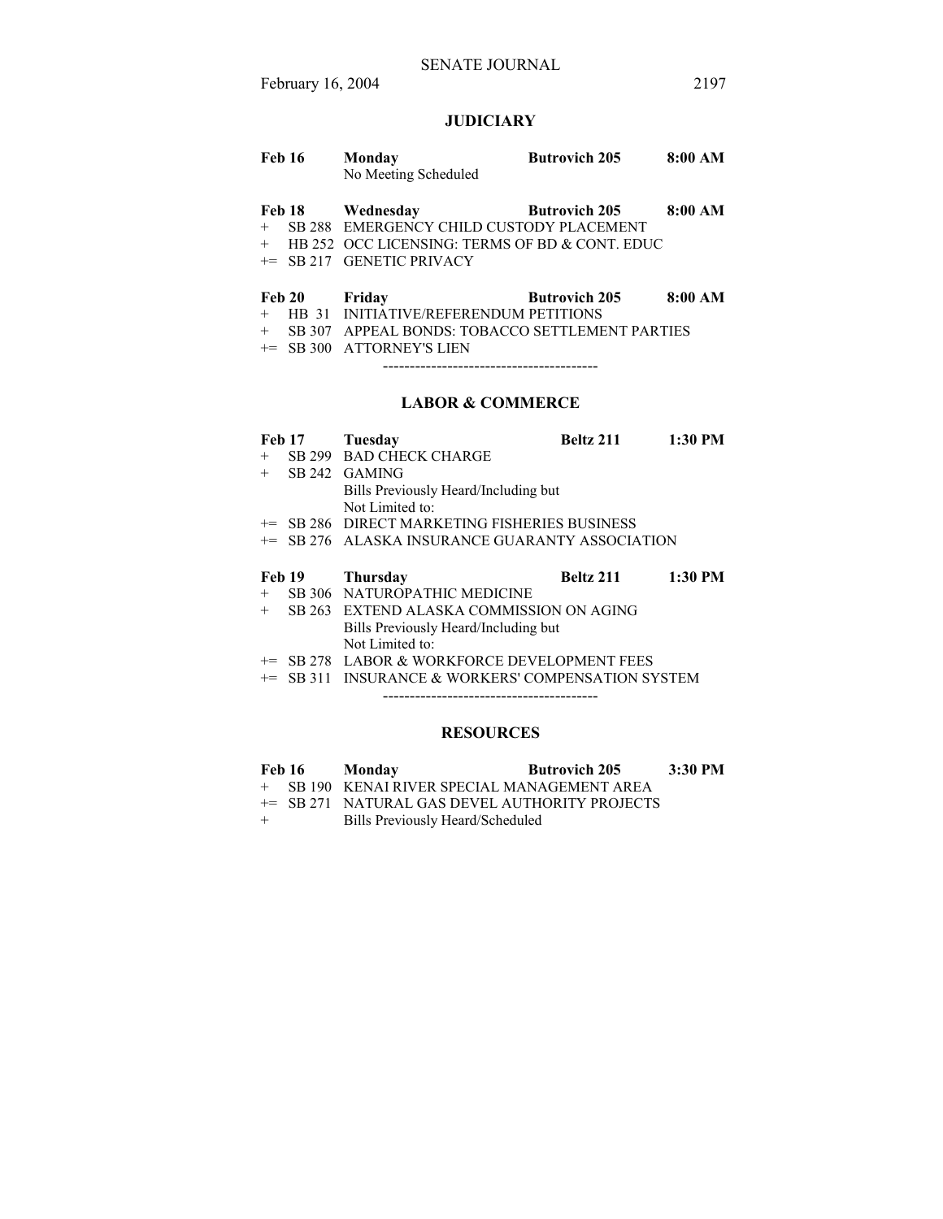## JUDICIARY

| | | | | |
|---|---|---|---|---|
| **Feb 16** | | **Monday** | **Butrovich 205** | **8:00 AM** |
| | | No Meeting Scheduled | | |
| **Feb 18** | | **Wednesday** | **Butrovich 205** | **8:00 AM** |
| + | SB 288 | EMERGENCY CHILD CUSTODY PLACEMENT | | |
| + | HB 252 | OCC LICENSING: TERMS OF BD & CONT. EDUC | | |
| += | SB 217 | GENETIC PRIVACY | | |
| **Feb 20** | | **Friday** | **Butrovich 205** | **8:00 AM** |
| + | HB 31 | INITIATIVE/REFERENDUM PETITIONS | | |
| + | SB 307 | APPEAL BONDS: TOBACCO SETTLEMENT PARTIES | | |
| += | SB 300 | ATTORNEY'S LIEN | | |

----------------------------------------

## LABOR & COMMERCE

| | | | | |
|---|---|---|---|---|
| **Feb 17** | | **Tuesday** | **Beltz 211** | **1:30 PM** |
| + | SB 299 | BAD CHECK CHARGE | | |
| + | SB 242 | GAMING | | |
| | | Bills Previously Heard/Including but Not Limited to: | | |
| += | SB 286 | DIRECT MARKETING FISHERIES BUSINESS | | |
| += | SB 276 | ALASKA INSURANCE GUARANTY ASSOCIATION | | |
| **Feb 19** | | **Thursday** | **Beltz 211** | **1:30 PM** |
| + | SB 306 | NATUROPATHIC MEDICINE | | |
| + | SB 263 | EXTEND ALASKA COMMISSION ON AGING | | |
| | | Bills Previously Heard/Including but Not Limited to: | | |
| += | SB 278 | LABOR & WORKFORCE DEVELOPMENT FEES | | |
| += | SB 311 | INSURANCE & WORKERS' COMPENSATION SYSTEM | | |

----------------------------------------

## RESOURCES

| | | | | |
|---|---|---|---|---|
| **Feb 16** | | **Monday** | **Butrovich 205** | **3:30 PM** |
| + | SB 190 | KENAI RIVER SPECIAL MANAGEMENT AREA | | |
| += | SB 271 | NATURAL GAS DEVEL AUTHORITY PROJECTS | | |
| + | | Bills Previously Heard/Scheduled | | |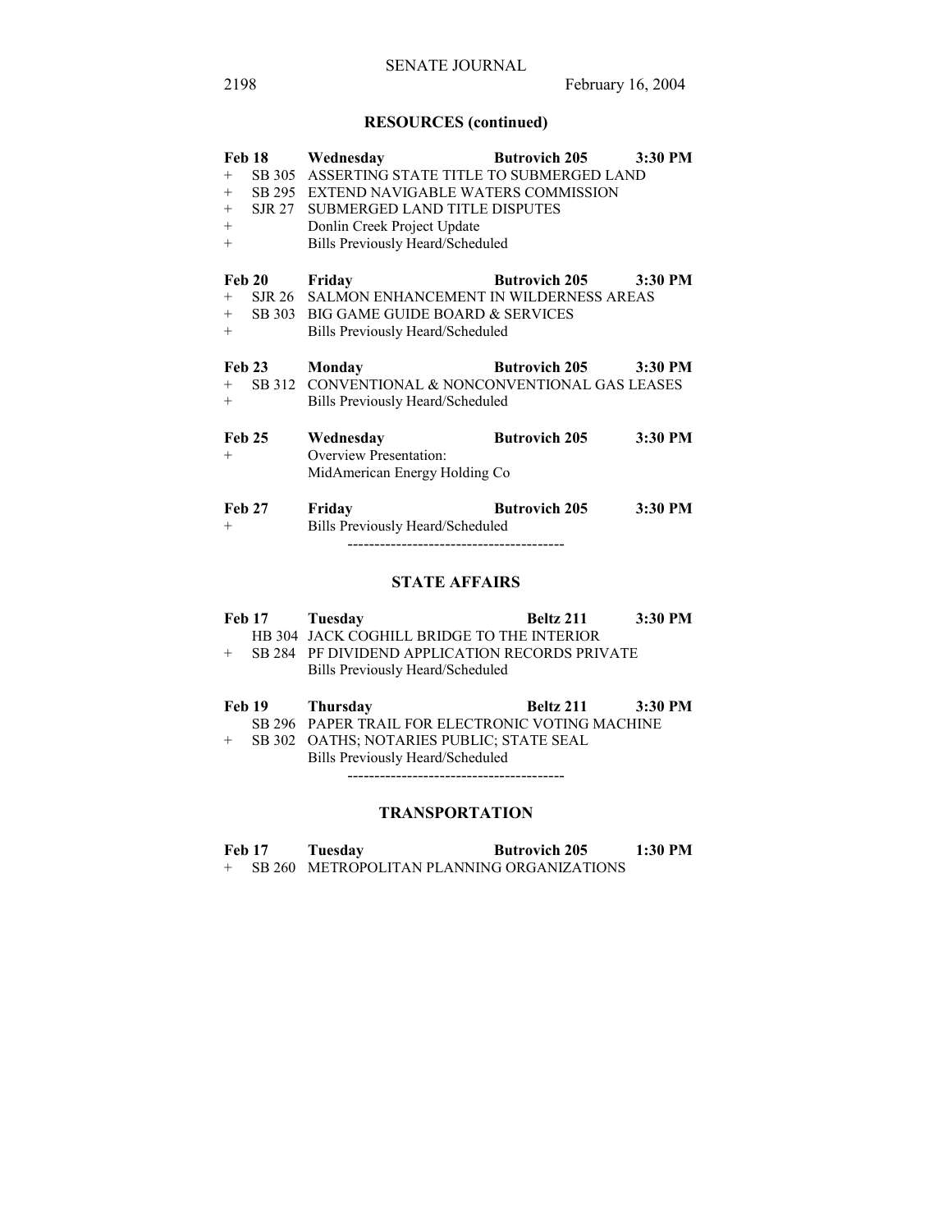## RESOURCES (continued)

**Feb 18 Wednesday Butrovich 205 3:30 PM**

+ SB 305 ASSERTING STATE TITLE TO SUBMERGED LAND
+ SB 295 EXTEND NAVIGABLE WATERS COMMISSION
+ SJR 27 SUBMERGED LAND TITLE DISPUTES
+ Donlin Creek Project Update
+ Bills Previously Heard/Scheduled

**Feb 20 Friday Butrovich 205 3:30 PM**

+ SJR 26 SALMON ENHANCEMENT IN WILDERNESS AREAS
+ SB 303 BIG GAME GUIDE BOARD & SERVICES
+ Bills Previously Heard/Scheduled

**Feb 23 Monday Butrovich 205 3:30 PM**

+ SB 312 CONVENTIONAL & NONCONVENTIONAL GAS LEASES
+ Bills Previously Heard/Scheduled

**Feb 25 Wednesday Butrovich 205 3:30 PM**

+ Overview Presentation:
  MidAmerican Energy Holding Co

**Feb 27 Friday Butrovich 205 3:30 PM**

+ Bills Previously Heard/Scheduled

----------------------------------------

## STATE AFFAIRS

**Feb 17 Tuesday Beltz 211 3:30 PM**

HB 304 JACK COGHILL BRIDGE TO THE INTERIOR
+ SB 284 PF DIVIDEND APPLICATION RECORDS PRIVATE
Bills Previously Heard/Scheduled

**Feb 19 Thursday Beltz 211 3:30 PM**

SB 296 PAPER TRAIL FOR ELECTRONIC VOTING MACHINE
+ SB 302 OATHS; NOTARIES PUBLIC; STATE SEAL
Bills Previously Heard/Scheduled

----------------------------------------

## TRANSPORTATION

**Feb 17 Tuesday Butrovich 205 1:30 PM**

+ SB 260 METROPOLITAN PLANNING ORGANIZATIONS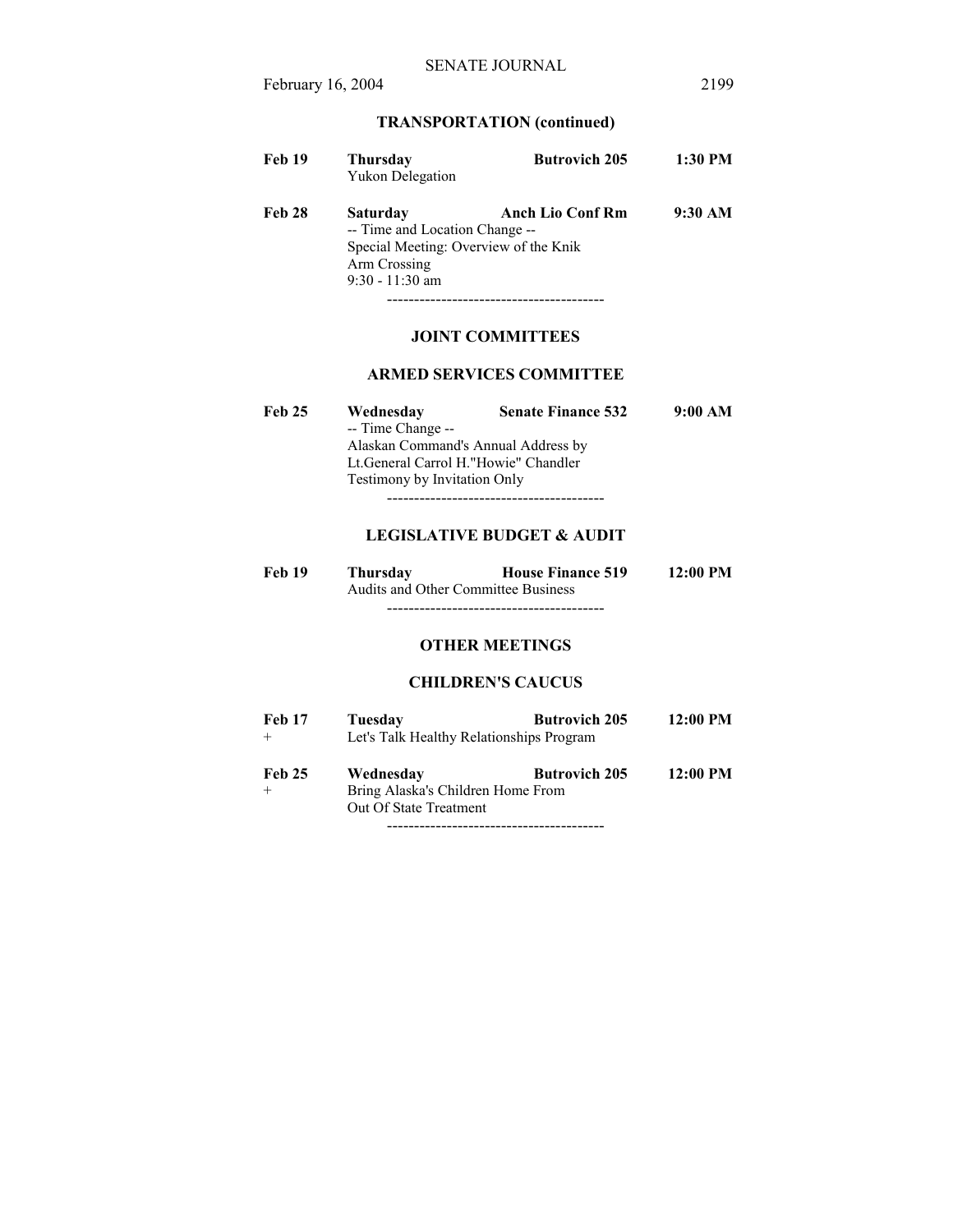## TRANSPORTATION (continued)

| | | | |
|---|---|---|---|
| **Feb 19** | **Thursday** | **Butrovich 205** | **1:30 PM** |
| | Yukon Delegation | | |
| **Feb 28** | **Saturday** | **Anch Lio Conf Rm** | **9:30 AM** |
| | -- Time and Location Change -- Special Meeting: Overview of the Knik Arm Crossing 9:30 - 11:30 am | | |

----------------------------------------

## JOINT COMMITTEES

### ARMED SERVICES COMMITTEE

| | | | |
|---|---|---|---|
| **Feb 25** | **Wednesday** | **Senate Finance 532** | **9:00 AM** |
| | -- Time Change -- Alaskan Command's Annual Address by Lt.General Carrol H."Howie" Chandler Testimony by Invitation Only | | |

----------------------------------------

### LEGISLATIVE BUDGET & AUDIT

| | | | |
|---|---|---|---|
| **Feb 19** | **Thursday** | **House Finance 519** | **12:00 PM** |
| | Audits and Other Committee Business | | |

----------------------------------------

## OTHER MEETINGS

### CHILDREN'S CAUCUS

| | | | |
|---|---|---|---|
| **Feb 17** | **Tuesday** | **Butrovich 205** | **12:00 PM** |
| + | Let's Talk Healthy Relationships Program | | |
| **Feb 25** | **Wednesday** | **Butrovich 205** | **12:00 PM** |
| + | Bring Alaska's Children Home From Out Of State Treatment | | |

----------------------------------------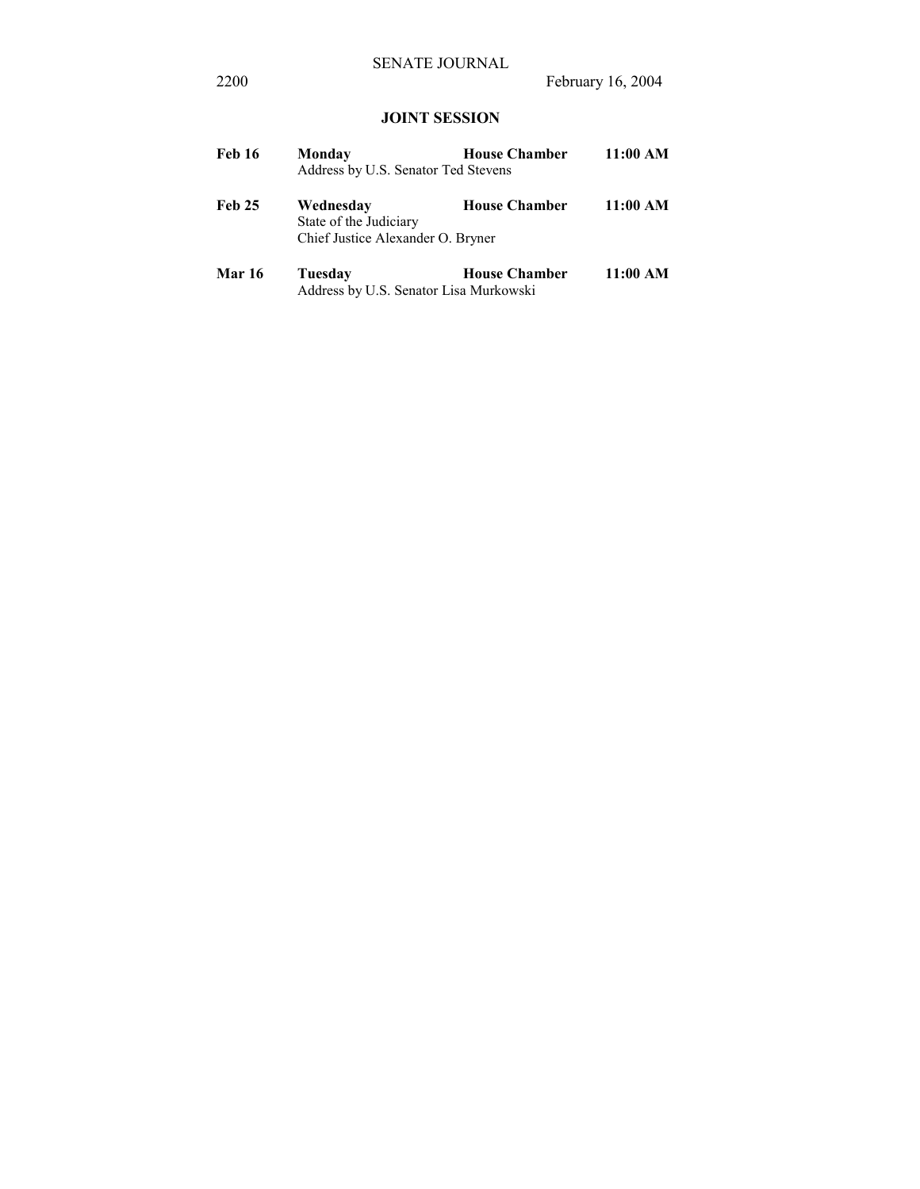## JOINT SESSION

**Feb 16** **Monday** **House Chamber** **11:00 AM**
Address by U.S. Senator Ted Stevens

**Feb 25** **Wednesday** **House Chamber** **11:00 AM**
State of the Judiciary
Chief Justice Alexander O. Bryner

**Mar 16** **Tuesday** **House Chamber** **11:00 AM**
Address by U.S. Senator Lisa Murkowski